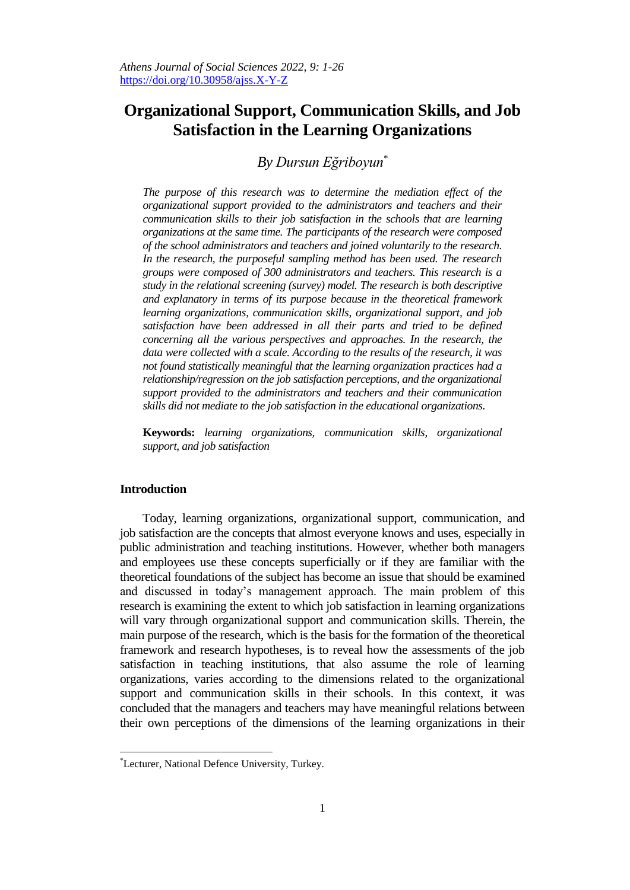# Organizational Support, Communication Skills, and Job Satisfaction in the Learning Organizations

*By Dursun Eğriboyun*[*]

*The purpose of this research was to determine the mediation effect of the organizational support provided to the administrators and teachers and their communication skills to their job satisfaction in the schools that are learning organizations at the same time. The participants of the research were composed of the school administrators and teachers and joined voluntarily to the research. In the research, the purposeful sampling method has been used. The research groups were composed of 300 administrators and teachers. This research is a study in the relational screening (survey) model. The research is both descriptive and explanatory in terms of its purpose because in the theoretical framework learning organizations, communication skills, organizational support, and job satisfaction have been addressed in all their parts and tried to be defined concerning all the various perspectives and approaches. In the research, the data were collected with a scale. According to the results of the research, it was not found statistically meaningful that the learning organization practices had a relationship/regression on the job satisfaction perceptions, and the organizational support provided to the administrators and teachers and their communication skills did not mediate to the job satisfaction in the educational organizations.*

**Keywords:** *learning organizations, communication skills, organizational support, and job satisfaction*

## Introduction

Today, learning organizations, organizational support, communication, and job satisfaction are the concepts that almost everyone knows and uses, especially in public administration and teaching institutions. However, whether both managers and employees use these concepts superficially or if they are familiar with the theoretical foundations of the subject has become an issue that should be examined and discussed in today's management approach. The main problem of this research is examining the extent to which job satisfaction in learning organizations will vary through organizational support and communication skills. Therein, the main purpose of the research, which is the basis for the formation of the theoretical framework and research hypotheses, is to reveal how the assessments of the job satisfaction in teaching institutions, that also assume the role of learning organizations, varies according to the dimensions related to the organizational support and communication skills in their schools. In this context, it was concluded that the managers and teachers may have meaningful relations between their own perceptions of the dimensions of the learning organizations in their

[*] Lecturer, National Defence University, Turkey.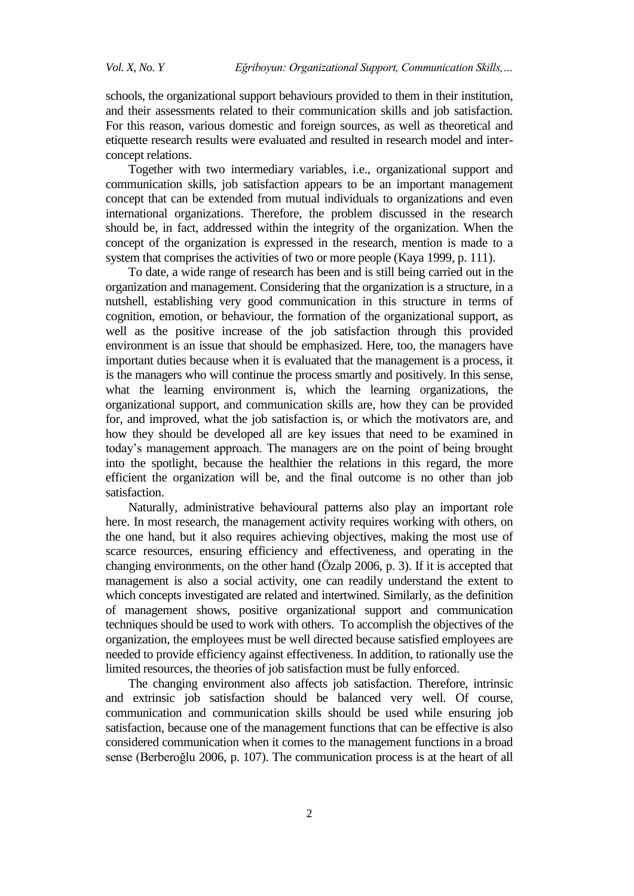schools, the organizational support behaviours provided to them in their institution, and their assessments related to their communication skills and job satisfaction. For this reason, various domestic and foreign sources, as well as theoretical and etiquette research results were evaluated and resulted in research model and inter-concept relations.

Together with two intermediary variables, i.e., organizational support and communication skills, job satisfaction appears to be an important management concept that can be extended from mutual individuals to organizations and even international organizations. Therefore, the problem discussed in the research should be, in fact, addressed within the integrity of the organization. When the concept of the organization is expressed in the research, mention is made to a system that comprises the activities of two or more people (Kaya 1999, p. 111).

To date, a wide range of research has been and is still being carried out in the organization and management. Considering that the organization is a structure, in a nutshell, establishing very good communication in this structure in terms of cognition, emotion, or behaviour, the formation of the organizational support, as well as the positive increase of the job satisfaction through this provided environment is an issue that should be emphasized. Here, too, the managers have important duties because when it is evaluated that the management is a process, it is the managers who will continue the process smartly and positively. In this sense, what the learning environment is, which the learning organizations, the organizational support, and communication skills are, how they can be provided for, and improved, what the job satisfaction is, or which the motivators are, and how they should be developed all are key issues that need to be examined in today's management approach. The managers are on the point of being brought into the spotlight, because the healthier the relations in this regard, the more efficient the organization will be, and the final outcome is no other than job satisfaction.

Naturally, administrative behavioural patterns also play an important role here. In most research, the management activity requires working with others, on the one hand, but it also requires achieving objectives, making the most use of scarce resources, ensuring efficiency and effectiveness, and operating in the changing environments, on the other hand (Özalp 2006, p. 3). If it is accepted that management is also a social activity, one can readily understand the extent to which concepts investigated are related and intertwined. Similarly, as the definition of management shows, positive organizational support and communication techniques should be used to work with others. To accomplish the objectives of the organization, the employees must be well directed because satisfied employees are needed to provide efficiency against effectiveness. In addition, to rationally use the limited resources, the theories of job satisfaction must be fully enforced.

The changing environment also affects job satisfaction. Therefore, intrinsic and extrinsic job satisfaction should be balanced very well. Of course, communication and communication skills should be used while ensuring job satisfaction, because one of the management functions that can be effective is also considered communication when it comes to the management functions in a broad sense (Berberoğlu 2006, p. 107). The communication process is at the heart of all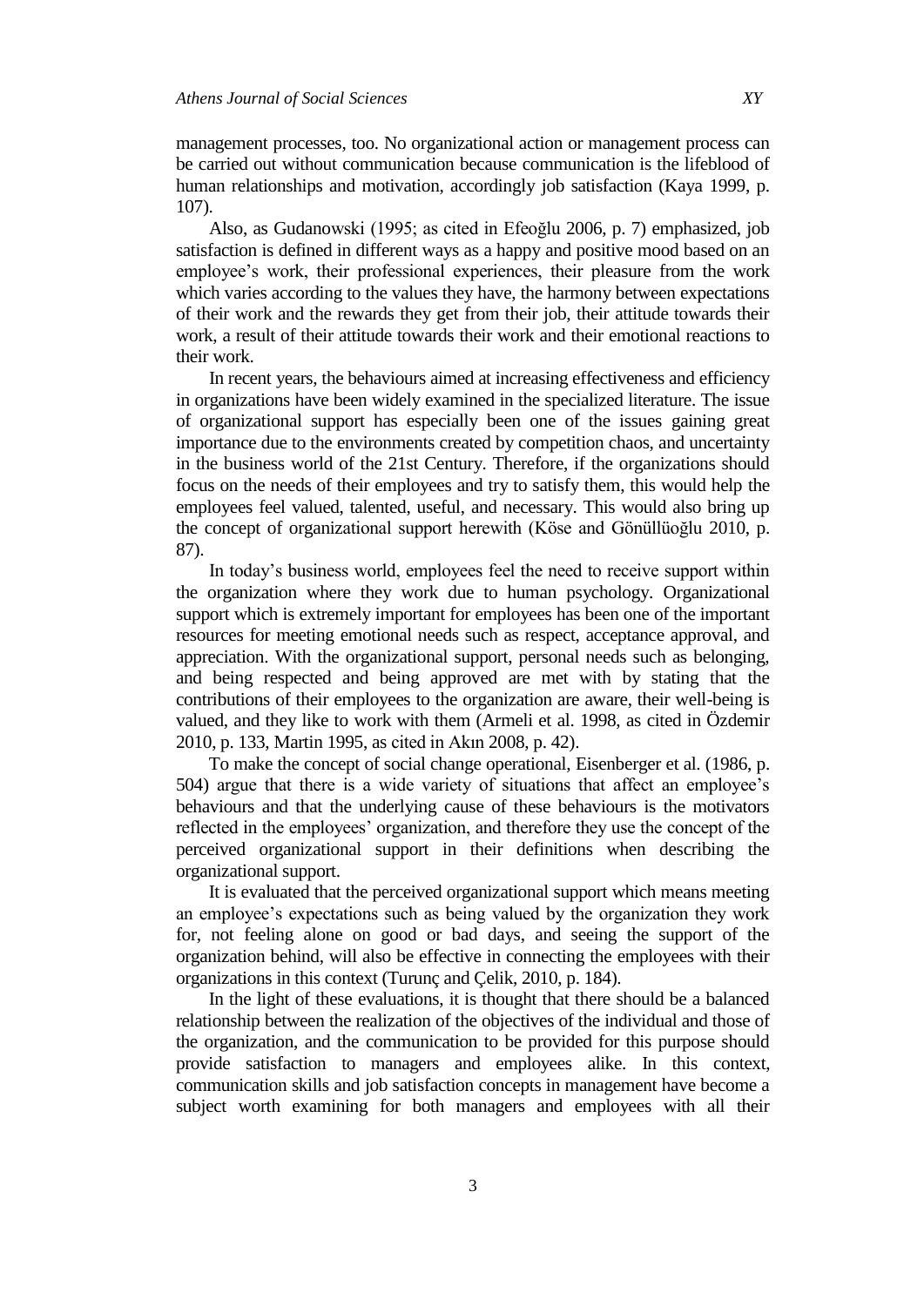management processes, too. No organizational action or management process can be carried out without communication because communication is the lifeblood of human relationships and motivation, accordingly job satisfaction (Kaya 1999, p. 107).

Also, as Gudanowski (1995; as cited in Efeoğlu 2006, p. 7) emphasized, job satisfaction is defined in different ways as a happy and positive mood based on an employee's work, their professional experiences, their pleasure from the work which varies according to the values they have, the harmony between expectations of their work and the rewards they get from their job, their attitude towards their work, a result of their attitude towards their work and their emotional reactions to their work.

In recent years, the behaviours aimed at increasing effectiveness and efficiency in organizations have been widely examined in the specialized literature. The issue of organizational support has especially been one of the issues gaining great importance due to the environments created by competition chaos, and uncertainty in the business world of the 21st Century. Therefore, if the organizations should focus on the needs of their employees and try to satisfy them, this would help the employees feel valued, talented, useful, and necessary. This would also bring up the concept of organizational support herewith (Köse and Gönüllüoğlu 2010, p. 87).

In today's business world, employees feel the need to receive support within the organization where they work due to human psychology. Organizational support which is extremely important for employees has been one of the important resources for meeting emotional needs such as respect, acceptance approval, and appreciation. With the organizational support, personal needs such as belonging, and being respected and being approved are met with by stating that the contributions of their employees to the organization are aware, their well-being is valued, and they like to work with them (Armeli et al. 1998, as cited in Özdemir 2010, p. 133, Martin 1995, as cited in Akın 2008, p. 42).

To make the concept of social change operational, Eisenberger et al. (1986, p. 504) argue that there is a wide variety of situations that affect an employee's behaviours and that the underlying cause of these behaviours is the motivators reflected in the employees' organization, and therefore they use the concept of the perceived organizational support in their definitions when describing the organizational support.

It is evaluated that the perceived organizational support which means meeting an employee's expectations such as being valued by the organization they work for, not feeling alone on good or bad days, and seeing the support of the organization behind, will also be effective in connecting the employees with their organizations in this context (Turunç and Çelik, 2010, p. 184).

In the light of these evaluations, it is thought that there should be a balanced relationship between the realization of the objectives of the individual and those of the organization, and the communication to be provided for this purpose should provide satisfaction to managers and employees alike. In this context, communication skills and job satisfaction concepts in management have become a subject worth examining for both managers and employees with all their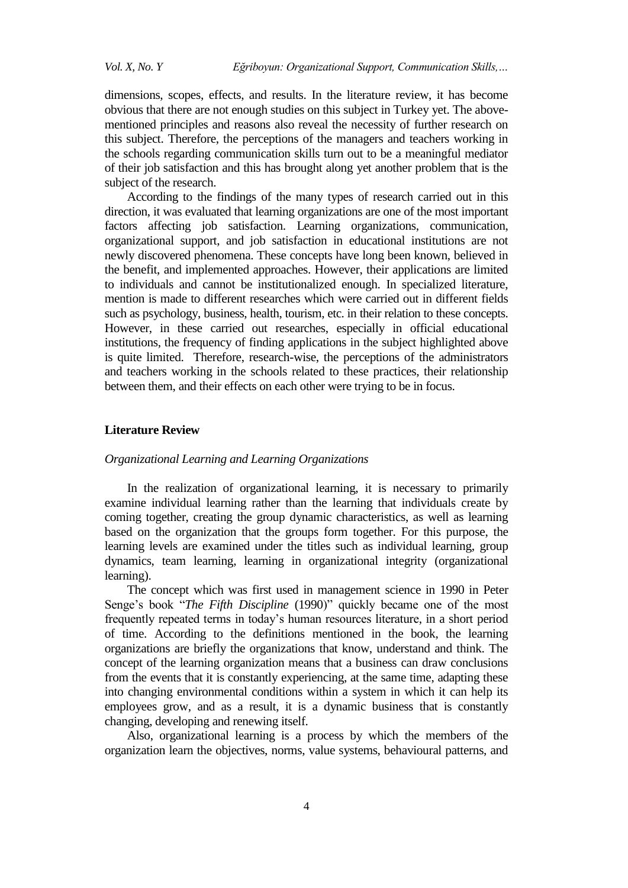dimensions, scopes, effects, and results. In the literature review, it has become obvious that there are not enough studies on this subject in Turkey yet. The above-mentioned principles and reasons also reveal the necessity of further research on this subject. Therefore, the perceptions of the managers and teachers working in the schools regarding communication skills turn out to be a meaningful mediator of their job satisfaction and this has brought along yet another problem that is the subject of the research.

According to the findings of the many types of research carried out in this direction, it was evaluated that learning organizations are one of the most important factors affecting job satisfaction. Learning organizations, communication, organizational support, and job satisfaction in educational institutions are not newly discovered phenomena. These concepts have long been known, believed in the benefit, and implemented approaches. However, their applications are limited to individuals and cannot be institutionalized enough. In specialized literature, mention is made to different researches which were carried out in different fields such as psychology, business, health, tourism, etc. in their relation to these concepts. However, in these carried out researches, especially in official educational institutions, the frequency of finding applications in the subject highlighted above is quite limited. Therefore, research-wise, the perceptions of the administrators and teachers working in the schools related to these practices, their relationship between them, and their effects on each other were trying to be in focus.

## Literature Review

### *Organizational Learning and Learning Organizations*

In the realization of organizational learning, it is necessary to primarily examine individual learning rather than the learning that individuals create by coming together, creating the group dynamic characteristics, as well as learning based on the organization that the groups form together. For this purpose, the learning levels are examined under the titles such as individual learning, group dynamics, team learning, learning in organizational integrity (organizational learning).

The concept which was first used in management science in 1990 in Peter Senge's book "*The Fifth Discipline* (1990)" quickly became one of the most frequently repeated terms in today's human resources literature, in a short period of time. According to the definitions mentioned in the book, the learning organizations are briefly the organizations that know, understand and think. The concept of the learning organization means that a business can draw conclusions from the events that it is constantly experiencing, at the same time, adapting these into changing environmental conditions within a system in which it can help its employees grow, and as a result, it is a dynamic business that is constantly changing, developing and renewing itself.

Also, organizational learning is a process by which the members of the organization learn the objectives, norms, value systems, behavioural patterns, and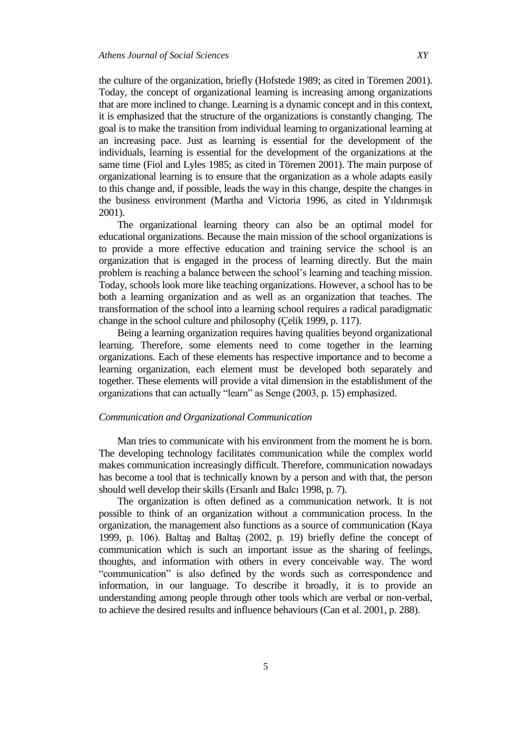the culture of the organization, briefly (Hofstede 1989; as cited in Töremen 2001). Today, the concept of organizational learning is increasing among organizations that are more inclined to change. Learning is a dynamic concept and in this context, it is emphasized that the structure of the organizations is constantly changing. The goal is to make the transition from individual learning to organizational learning at an increasing pace. Just as learning is essential for the development of the individuals, learning is essential for the development of the organizations at the same time (Fiol and Lyles 1985; as cited in Töremen 2001). The main purpose of organizational learning is to ensure that the organization as a whole adapts easily to this change and, if possible, leads the way in this change, despite the changes in the business environment (Martha and Victoria 1996, as cited in Yıldırımışık 2001).

The organizational learning theory can also be an optimal model for educational organizations. Because the main mission of the school organizations is to provide a more effective education and training service the school is an organization that is engaged in the process of learning directly. But the main problem is reaching a balance between the school's learning and teaching mission. Today, schools look more like teaching organizations. However, a school has to be both a learning organization and as well as an organization that teaches. The transformation of the school into a learning school requires a radical paradigmatic change in the school culture and philosophy (Çelik 1999, p. 117).

Being a learning organization requires having qualities beyond organizational learning. Therefore, some elements need to come together in the learning organizations. Each of these elements has respective importance and to become a learning organization, each element must be developed both separately and together. These elements will provide a vital dimension in the establishment of the organizations that can actually "learn" as Senge (2003, p. 15) emphasized.

### *Communication and Organizational Communication*

Man tries to communicate with his environment from the moment he is born. The developing technology facilitates communication while the complex world makes communication increasingly difficult. Therefore, communication nowadays has become a tool that is technically known by a person and with that, the person should well develop their skills (Ersanlı and Balcı 1998, p. 7).

The organization is often defined as a communication network. It is not possible to think of an organization without a communication process. In the organization, the management also functions as a source of communication (Kaya 1999, p. 106). Baltaş and Baltaş (2002, p. 19) briefly define the concept of communication which is such an important issue as the sharing of feelings, thoughts, and information with others in every conceivable way. The word "communication" is also defined by the words such as correspondence and information, in our language. To describe it broadly, it is to provide an understanding among people through other tools which are verbal or non-verbal, to achieve the desired results and influence behaviours (Can et al. 2001, p. 288).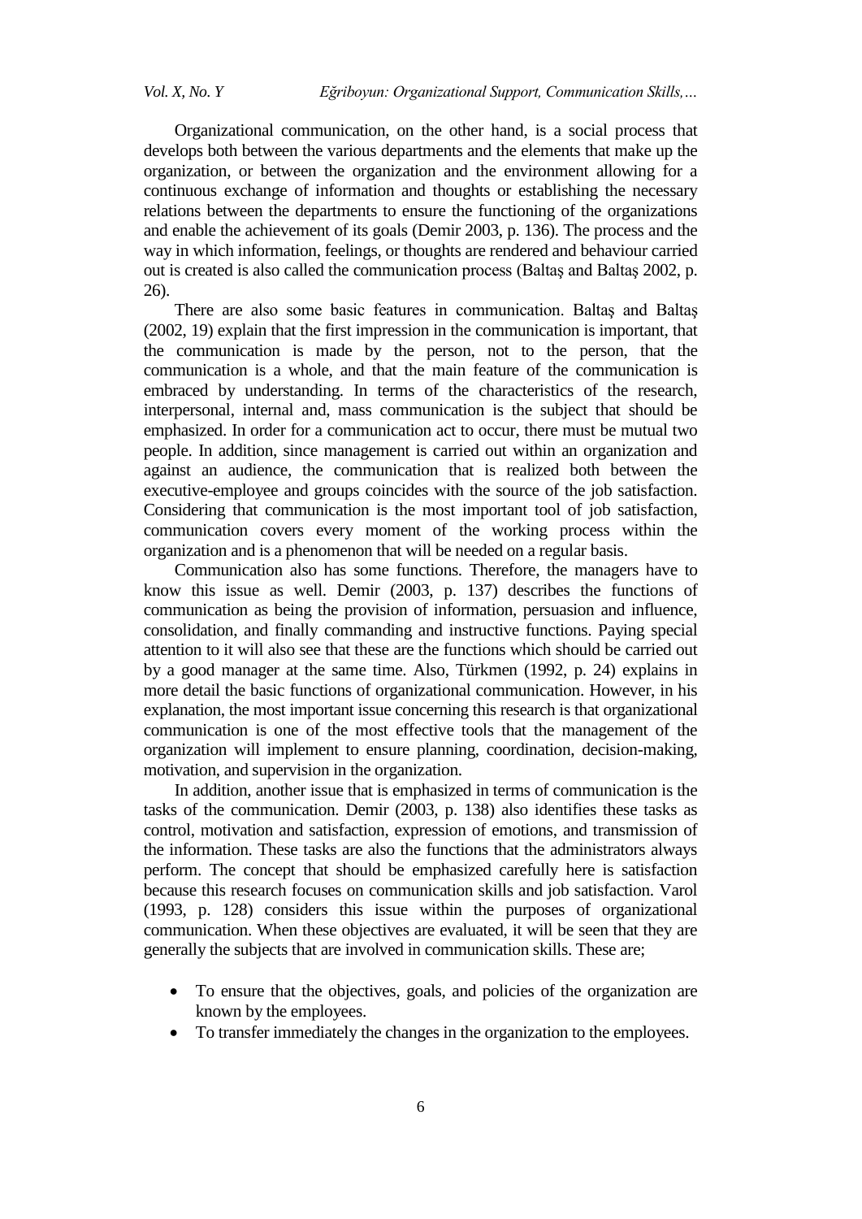Organizational communication, on the other hand, is a social process that develops both between the various departments and the elements that make up the organization, or between the organization and the environment allowing for a continuous exchange of information and thoughts or establishing the necessary relations between the departments to ensure the functioning of the organizations and enable the achievement of its goals (Demir 2003, p. 136). The process and the way in which information, feelings, or thoughts are rendered and behaviour carried out is created is also called the communication process (Baltaş and Baltaş 2002, p. 26).

There are also some basic features in communication. Baltaş and Baltaş (2002, 19) explain that the first impression in the communication is important, that the communication is made by the person, not to the person, that the communication is a whole, and that the main feature of the communication is embraced by understanding. In terms of the characteristics of the research, interpersonal, internal and, mass communication is the subject that should be emphasized. In order for a communication act to occur, there must be mutual two people. In addition, since management is carried out within an organization and against an audience, the communication that is realized both between the executive-employee and groups coincides with the source of the job satisfaction. Considering that communication is the most important tool of job satisfaction, communication covers every moment of the working process within the organization and is a phenomenon that will be needed on a regular basis.

Communication also has some functions. Therefore, the managers have to know this issue as well. Demir (2003, p. 137) describes the functions of communication as being the provision of information, persuasion and influence, consolidation, and finally commanding and instructive functions. Paying special attention to it will also see that these are the functions which should be carried out by a good manager at the same time. Also, Türkmen (1992, p. 24) explains in more detail the basic functions of organizational communication. However, in his explanation, the most important issue concerning this research is that organizational communication is one of the most effective tools that the management of the organization will implement to ensure planning, coordination, decision-making, motivation, and supervision in the organization.

In addition, another issue that is emphasized in terms of communication is the tasks of the communication. Demir (2003, p. 138) also identifies these tasks as control, motivation and satisfaction, expression of emotions, and transmission of the information. These tasks are also the functions that the administrators always perform. The concept that should be emphasized carefully here is satisfaction because this research focuses on communication skills and job satisfaction. Varol (1993, p. 128) considers this issue within the purposes of organizational communication. When these objectives are evaluated, it will be seen that they are generally the subjects that are involved in communication skills. These are;

- To ensure that the objectives, goals, and policies of the organization are known by the employees.
- To transfer immediately the changes in the organization to the employees.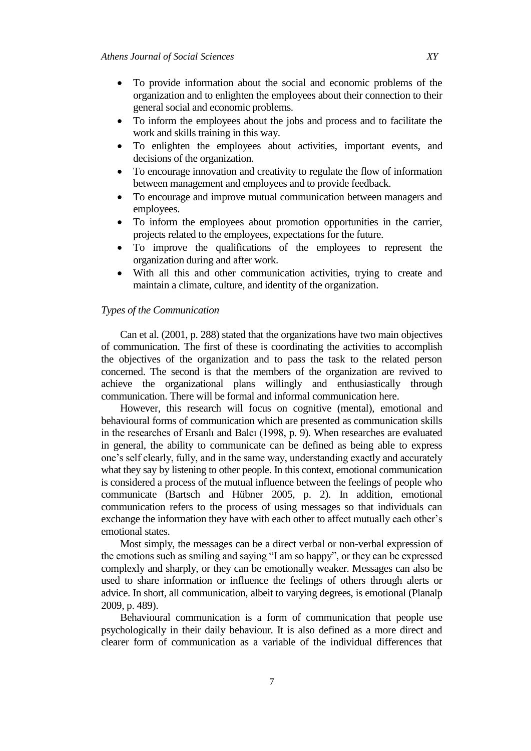- To provide information about the social and economic problems of the organization and to enlighten the employees about their connection to their general social and economic problems.
- To inform the employees about the jobs and process and to facilitate the work and skills training in this way.
- To enlighten the employees about activities, important events, and decisions of the organization.
- To encourage innovation and creativity to regulate the flow of information between management and employees and to provide feedback.
- To encourage and improve mutual communication between managers and employees.
- To inform the employees about promotion opportunities in the carrier, projects related to the employees, expectations for the future.
- To improve the qualifications of the employees to represent the organization during and after work.
- With all this and other communication activities, trying to create and maintain a climate, culture, and identity of the organization.

*Types of the Communication*

Can et al. (2001, p. 288) stated that the organizations have two main objectives of communication. The first of these is coordinating the activities to accomplish the objectives of the organization and to pass the task to the related person concerned. The second is that the members of the organization are revived to achieve the organizational plans willingly and enthusiastically through communication. There will be formal and informal communication here.

However, this research will focus on cognitive (mental), emotional and behavioural forms of communication which are presented as communication skills in the researches of Ersanlı and Balcı (1998, p. 9). When researches are evaluated in general, the ability to communicate can be defined as being able to express one's self clearly, fully, and in the same way, understanding exactly and accurately what they say by listening to other people. In this context, emotional communication is considered a process of the mutual influence between the feelings of people who communicate (Bartsch and Hübner 2005, p. 2). In addition, emotional communication refers to the process of using messages so that individuals can exchange the information they have with each other to affect mutually each other's emotional states.

Most simply, the messages can be a direct verbal or non-verbal expression of the emotions such as smiling and saying "I am so happy", or they can be expressed complexly and sharply, or they can be emotionally weaker. Messages can also be used to share information or influence the feelings of others through alerts or advice. In short, all communication, albeit to varying degrees, is emotional (Planalp 2009, p. 489).

Behavioural communication is a form of communication that people use psychologically in their daily behaviour. It is also defined as a more direct and clearer form of communication as a variable of the individual differences that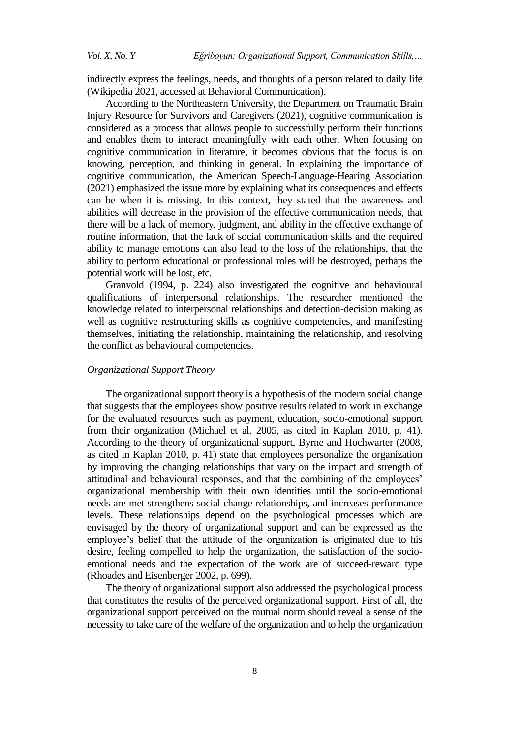indirectly express the feelings, needs, and thoughts of a person related to daily life (Wikipedia 2021, accessed at Behavioral Communication).

According to the Northeastern University, the Department on Traumatic Brain Injury Resource for Survivors and Caregivers (2021), cognitive communication is considered as a process that allows people to successfully perform their functions and enables them to interact meaningfully with each other. When focusing on cognitive communication in literature, it becomes obvious that the focus is on knowing, perception, and thinking in general. In explaining the importance of cognitive communication, the American Speech-Language-Hearing Association (2021) emphasized the issue more by explaining what its consequences and effects can be when it is missing. In this context, they stated that the awareness and abilities will decrease in the provision of the effective communication needs, that there will be a lack of memory, judgment, and ability in the effective exchange of routine information, that the lack of social communication skills and the required ability to manage emotions can also lead to the loss of the relationships, that the ability to perform educational or professional roles will be destroyed, perhaps the potential work will be lost, etc.

Granvold (1994, p. 224) also investigated the cognitive and behavioural qualifications of interpersonal relationships. The researcher mentioned the knowledge related to interpersonal relationships and detection-decision making as well as cognitive restructuring skills as cognitive competencies, and manifesting themselves, initiating the relationship, maintaining the relationship, and resolving the conflict as behavioural competencies.

*Organizational Support Theory*

The organizational support theory is a hypothesis of the modern social change that suggests that the employees show positive results related to work in exchange for the evaluated resources such as payment, education, socio-emotional support from their organization (Michael et al. 2005, as cited in Kaplan 2010, p. 41). According to the theory of organizational support, Byrne and Hochwarter (2008, as cited in Kaplan 2010, p. 41) state that employees personalize the organization by improving the changing relationships that vary on the impact and strength of attitudinal and behavioural responses, and that the combining of the employees' organizational membership with their own identities until the socio-emotional needs are met strengthens social change relationships, and increases performance levels. These relationships depend on the psychological processes which are envisaged by the theory of organizational support and can be expressed as the employee's belief that the attitude of the organization is originated due to his desire, feeling compelled to help the organization, the satisfaction of the socio-emotional needs and the expectation of the work are of succeed-reward type (Rhoades and Eisenberger 2002, p. 699).

The theory of organizational support also addressed the psychological process that constitutes the results of the perceived organizational support. First of all, the organizational support perceived on the mutual norm should reveal a sense of the necessity to take care of the welfare of the organization and to help the organization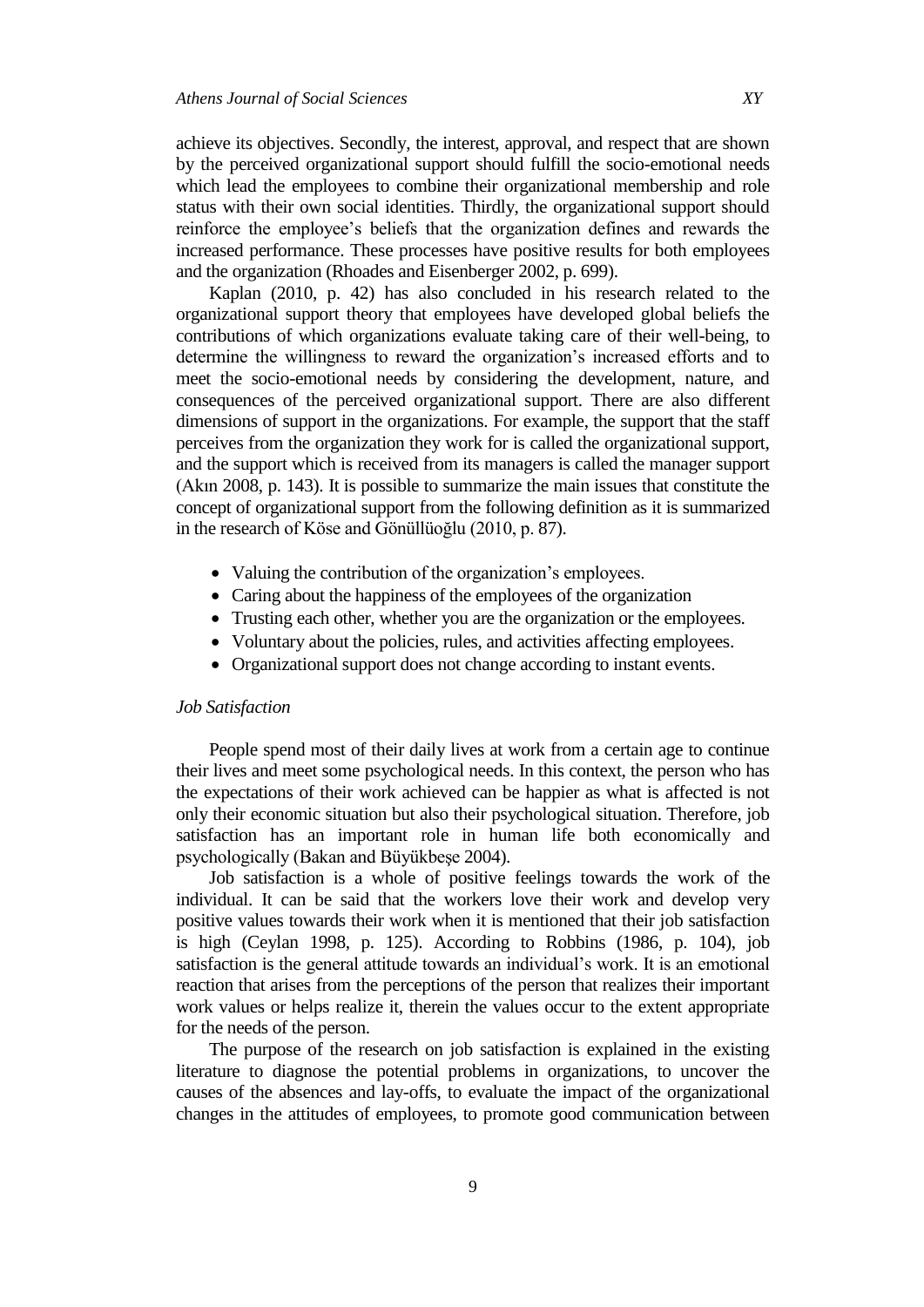achieve its objectives. Secondly, the interest, approval, and respect that are shown by the perceived organizational support should fulfill the socio-emotional needs which lead the employees to combine their organizational membership and role status with their own social identities. Thirdly, the organizational support should reinforce the employee's beliefs that the organization defines and rewards the increased performance. These processes have positive results for both employees and the organization (Rhoades and Eisenberger 2002, p. 699).

Kaplan (2010, p. 42) has also concluded in his research related to the organizational support theory that employees have developed global beliefs the contributions of which organizations evaluate taking care of their well-being, to determine the willingness to reward the organization's increased efforts and to meet the socio-emotional needs by considering the development, nature, and consequences of the perceived organizational support. There are also different dimensions of support in the organizations. For example, the support that the staff perceives from the organization they work for is called the organizational support, and the support which is received from its managers is called the manager support (Akın 2008, p. 143). It is possible to summarize the main issues that constitute the concept of organizational support from the following definition as it is summarized in the research of Köse and Gönüllüoğlu (2010, p. 87).

- Valuing the contribution of the organization's employees.
- Caring about the happiness of the employees of the organization
- Trusting each other, whether you are the organization or the employees.
- Voluntary about the policies, rules, and activities affecting employees.
- Organizational support does not change according to instant events.

*Job Satisfaction*

People spend most of their daily lives at work from a certain age to continue their lives and meet some psychological needs. In this context, the person who has the expectations of their work achieved can be happier as what is affected is not only their economic situation but also their psychological situation. Therefore, job satisfaction has an important role in human life both economically and psychologically (Bakan and Büyükbeşe 2004).

Job satisfaction is a whole of positive feelings towards the work of the individual. It can be said that the workers love their work and develop very positive values towards their work when it is mentioned that their job satisfaction is high (Ceylan 1998, p. 125). According to Robbins (1986, p. 104), job satisfaction is the general attitude towards an individual's work. It is an emotional reaction that arises from the perceptions of the person that realizes their important work values or helps realize it, therein the values occur to the extent appropriate for the needs of the person.

The purpose of the research on job satisfaction is explained in the existing literature to diagnose the potential problems in organizations, to uncover the causes of the absences and lay-offs, to evaluate the impact of the organizational changes in the attitudes of employees, to promote good communication between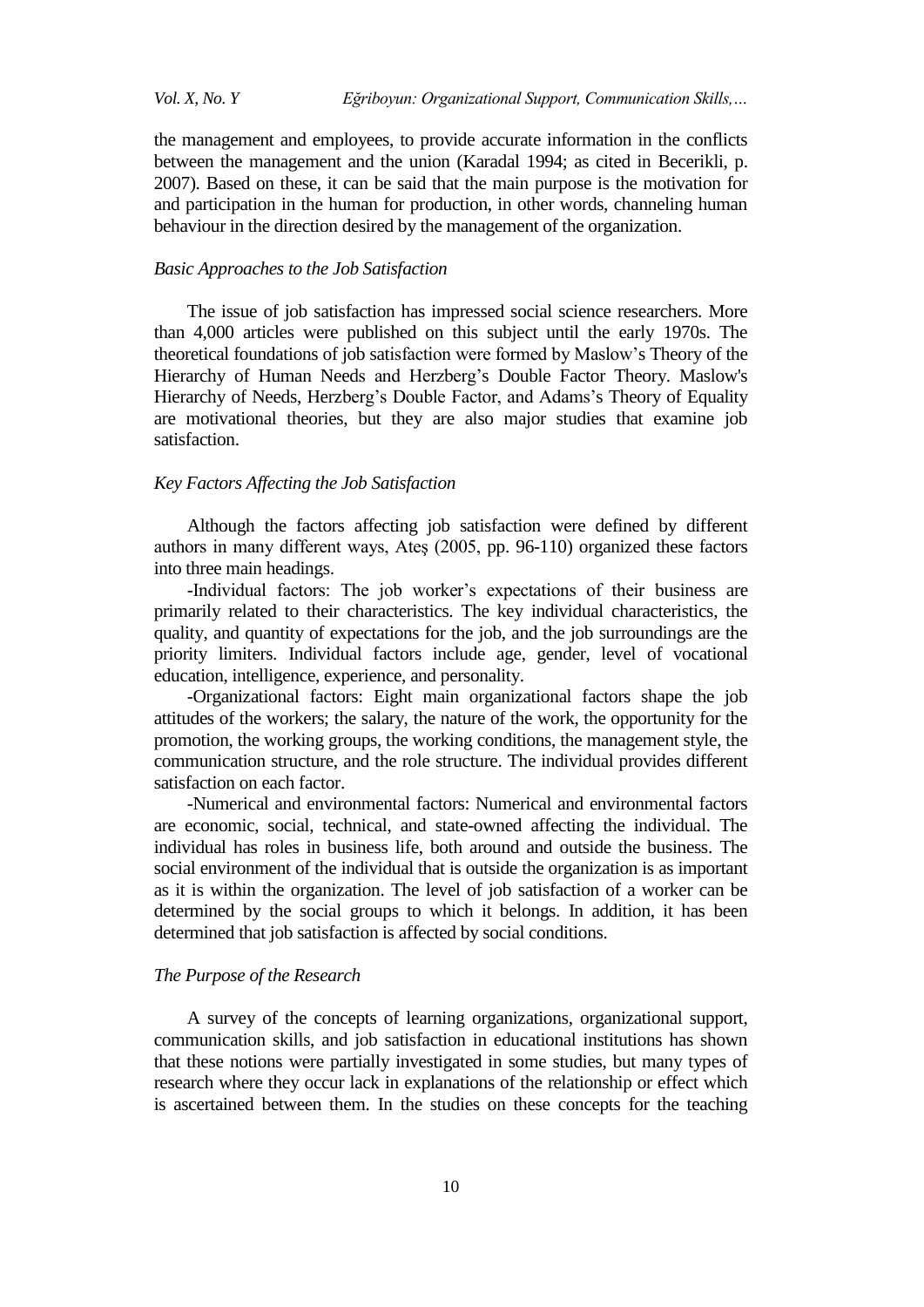the management and employees, to provide accurate information in the conflicts between the management and the union (Karadal 1994; as cited in Becerikli, p. 2007). Based on these, it can be said that the main purpose is the motivation for and participation in the human for production, in other words, channeling human behaviour in the direction desired by the management of the organization.

### *Basic Approaches to the Job Satisfaction*

The issue of job satisfaction has impressed social science researchers. More than 4,000 articles were published on this subject until the early 1970s. The theoretical foundations of job satisfaction were formed by Maslow's Theory of the Hierarchy of Human Needs and Herzberg's Double Factor Theory. Maslow's Hierarchy of Needs, Herzberg's Double Factor, and Adams's Theory of Equality are motivational theories, but they are also major studies that examine job satisfaction.

### *Key Factors Affecting the Job Satisfaction*

Although the factors affecting job satisfaction were defined by different authors in many different ways, Ateş (2005, pp. 96-110) organized these factors into three main headings.

-Individual factors: The job worker's expectations of their business are primarily related to their characteristics. The key individual characteristics, the quality, and quantity of expectations for the job, and the job surroundings are the priority limiters. Individual factors include age, gender, level of vocational education, intelligence, experience, and personality.

-Organizational factors: Eight main organizational factors shape the job attitudes of the workers; the salary, the nature of the work, the opportunity for the promotion, the working groups, the working conditions, the management style, the communication structure, and the role structure. The individual provides different satisfaction on each factor.

-Numerical and environmental factors: Numerical and environmental factors are economic, social, technical, and state-owned affecting the individual. The individual has roles in business life, both around and outside the business. The social environment of the individual that is outside the organization is as important as it is within the organization. The level of job satisfaction of a worker can be determined by the social groups to which it belongs. In addition, it has been determined that job satisfaction is affected by social conditions.

### *The Purpose of the Research*

A survey of the concepts of learning organizations, organizational support, communication skills, and job satisfaction in educational institutions has shown that these notions were partially investigated in some studies, but many types of research where they occur lack in explanations of the relationship or effect which is ascertained between them. In the studies on these concepts for the teaching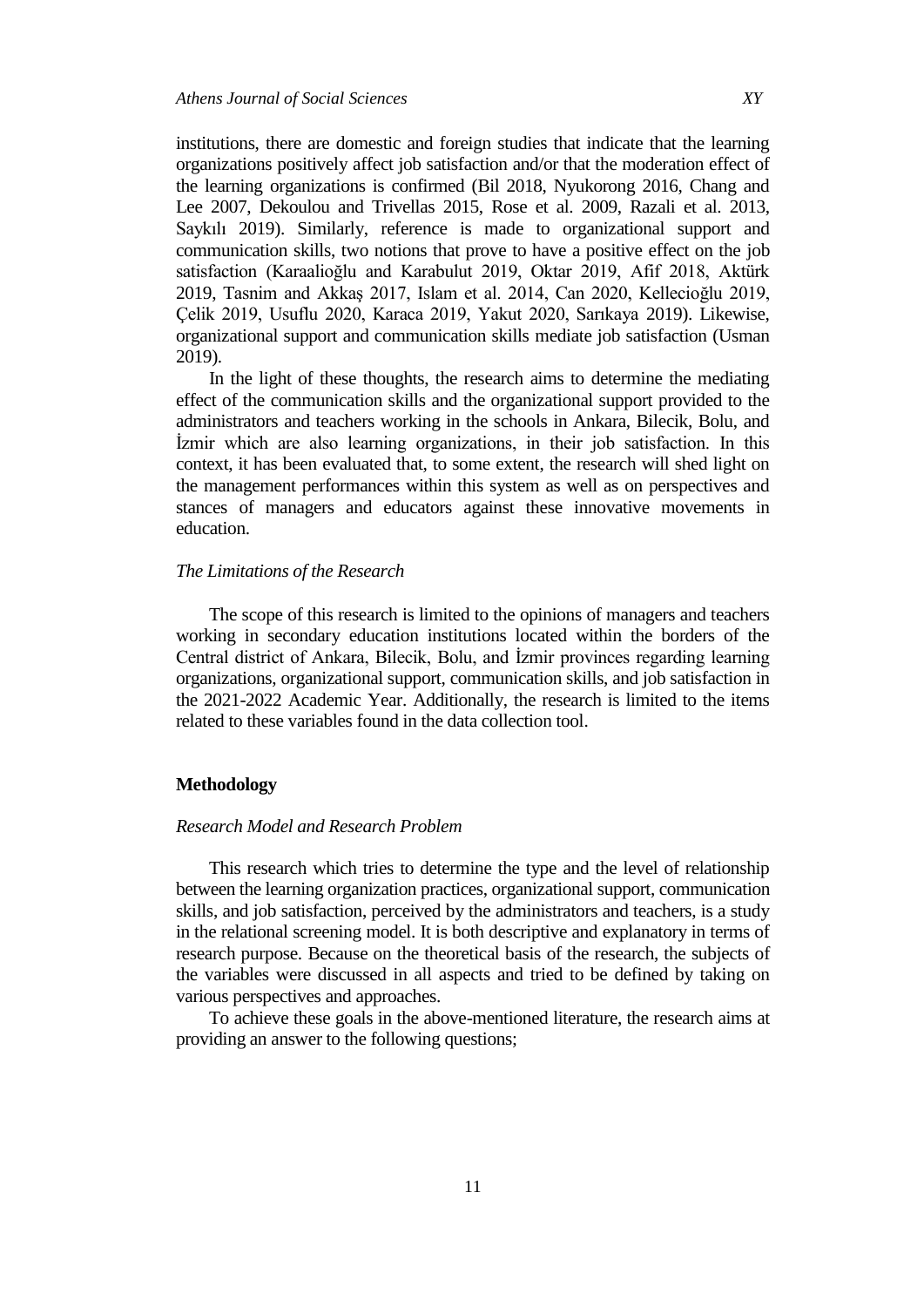institutions, there are domestic and foreign studies that indicate that the learning organizations positively affect job satisfaction and/or that the moderation effect of the learning organizations is confirmed (Bil 2018, Nyukorong 2016, Chang and Lee 2007, Dekoulou and Trivellas 2015, Rose et al. 2009, Razali et al. 2013, Saykılı 2019). Similarly, reference is made to organizational support and communication skills, two notions that prove to have a positive effect on the job satisfaction (Karaalioğlu and Karabulut 2019, Oktar 2019, Afif 2018, Aktürk 2019, Tasnim and Akkaş 2017, Islam et al. 2014, Can 2020, Kellecioğlu 2019, Çelik 2019, Usuflu 2020, Karaca 2019, Yakut 2020, Sarıkaya 2019). Likewise, organizational support and communication skills mediate job satisfaction (Usman 2019).

In the light of these thoughts, the research aims to determine the mediating effect of the communication skills and the organizational support provided to the administrators and teachers working in the schools in Ankara, Bilecik, Bolu, and İzmir which are also learning organizations, in their job satisfaction. In this context, it has been evaluated that, to some extent, the research will shed light on the management performances within this system as well as on perspectives and stances of managers and educators against these innovative movements in education.

### *The Limitations of the Research*

The scope of this research is limited to the opinions of managers and teachers working in secondary education institutions located within the borders of the Central district of Ankara, Bilecik, Bolu, and İzmir provinces regarding learning organizations, organizational support, communication skills, and job satisfaction in the 2021-2022 Academic Year. Additionally, the research is limited to the items related to these variables found in the data collection tool.

## Methodology

### *Research Model and Research Problem*

This research which tries to determine the type and the level of relationship between the learning organization practices, organizational support, communication skills, and job satisfaction, perceived by the administrators and teachers, is a study in the relational screening model. It is both descriptive and explanatory in terms of research purpose. Because on the theoretical basis of the research, the subjects of the variables were discussed in all aspects and tried to be defined by taking on various perspectives and approaches.

To achieve these goals in the above-mentioned literature, the research aims at providing an answer to the following questions;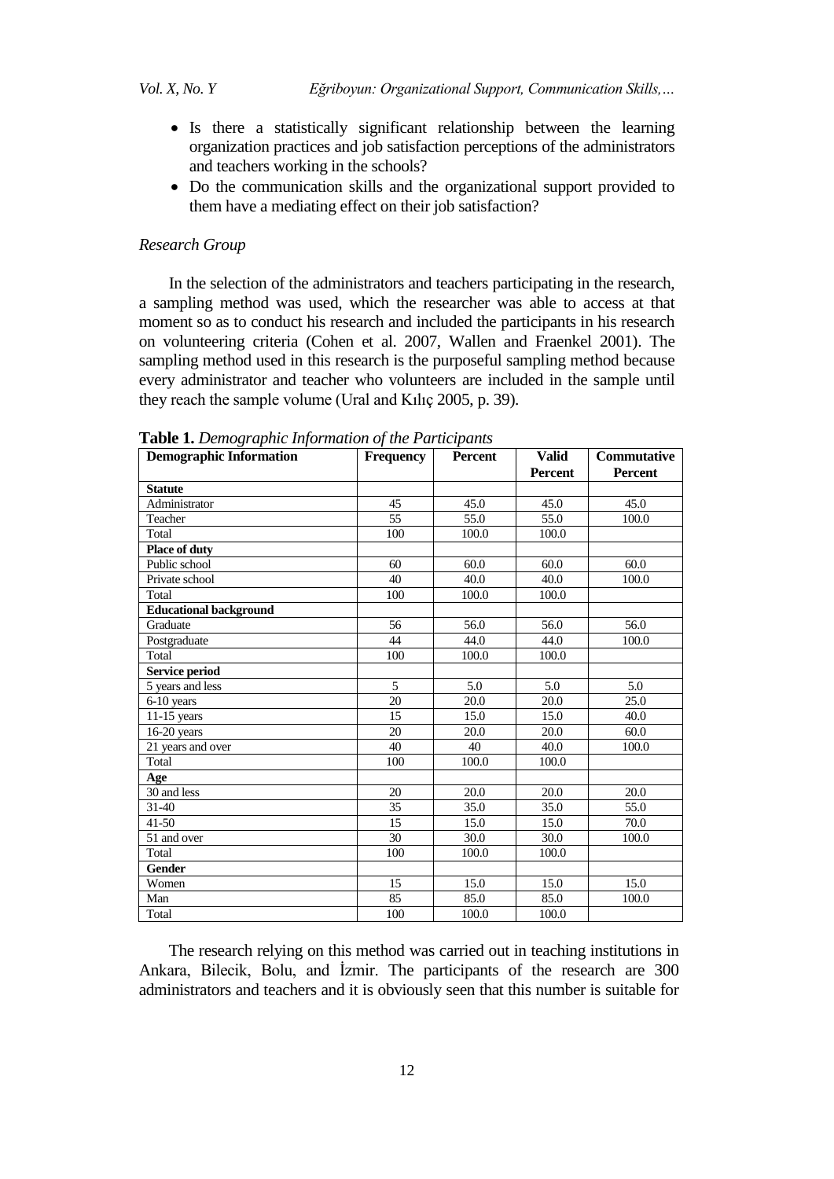- Is there a statistically significant relationship between the learning organization practices and job satisfaction perceptions of the administrators and teachers working in the schools?
- Do the communication skills and the organizational support provided to them have a mediating effect on their job satisfaction?

*Research Group*

In the selection of the administrators and teachers participating in the research, a sampling method was used, which the researcher was able to access at that moment so as to conduct his research and included the participants in his research on volunteering criteria (Cohen et al. 2007, Wallen and Fraenkel 2001). The sampling method used in this research is the purposeful sampling method because every administrator and teacher who volunteers are included in the sample until they reach the sample volume (Ural and Kılıç 2005, p. 39).

**Table 1.** *Demographic Information of the Participants*

| Demographic Information | Frequency | Percent | Valid Percent | Commutative Percent |
|---|---|---|---|---|
| **Statute** | | | | |
| Administrator | 45 | 45.0 | 45.0 | 45.0 |
| Teacher | 55 | 55.0 | 55.0 | 100.0 |
| Total | 100 | 100.0 | 100.0 | |
| **Place of duty** | | | | |
| Public school | 60 | 60.0 | 60.0 | 60.0 |
| Private school | 40 | 40.0 | 40.0 | 100.0 |
| Total | 100 | 100.0 | 100.0 | |
| **Educational background** | | | | |
| Graduate | 56 | 56.0 | 56.0 | 56.0 |
| Postgraduate | 44 | 44.0 | 44.0 | 100.0 |
| Total | 100 | 100.0 | 100.0 | |
| **Service period** | | | | |
| 5 years and less | 5 | 5.0 | 5.0 | 5.0 |
| 6-10 years | 20 | 20.0 | 20.0 | 25.0 |
| 11-15 years | 15 | 15.0 | 15.0 | 40.0 |
| 16-20 years | 20 | 20.0 | 20.0 | 60.0 |
| 21 years and over | 40 | 40 | 40.0 | 100.0 |
| Total | 100 | 100.0 | 100.0 | |
| **Age** | | | | |
| 30 and less | 20 | 20.0 | 20.0 | 20.0 |
| 31-40 | 35 | 35.0 | 35.0 | 55.0 |
| 41-50 | 15 | 15.0 | 15.0 | 70.0 |
| 51 and over | 30 | 30.0 | 30.0 | 100.0 |
| Total | 100 | 100.0 | 100.0 | |
| **Gender** | | | | |
| Women | 15 | 15.0 | 15.0 | 15.0 |
| Man | 85 | 85.0 | 85.0 | 100.0 |
| Total | 100 | 100.0 | 100.0 | |

The research relying on this method was carried out in teaching institutions in Ankara, Bilecik, Bolu, and İzmir. The participants of the research are 300 administrators and teachers and it is obviously seen that this number is suitable for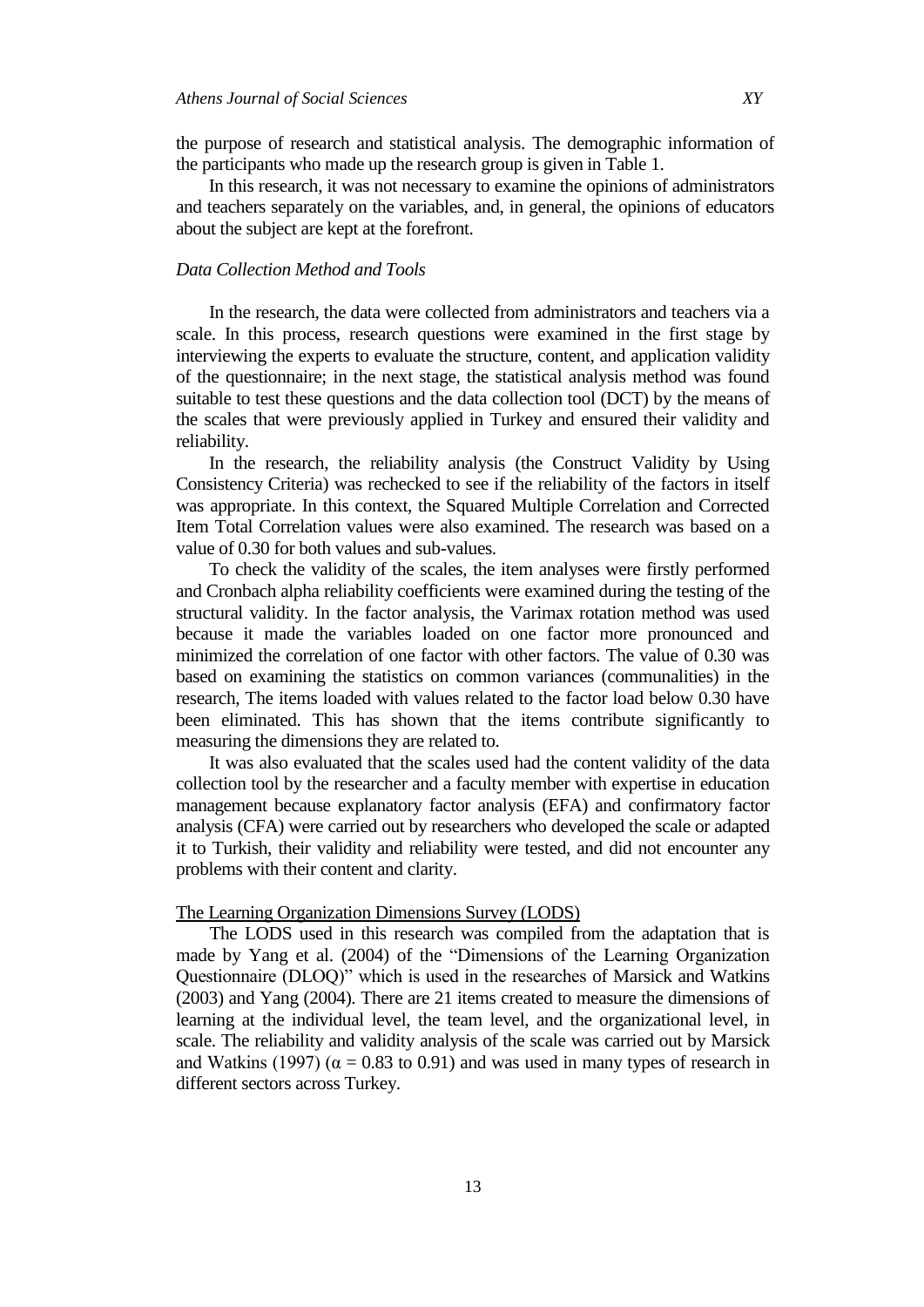the purpose of research and statistical analysis. The demographic information of the participants who made up the research group is given in Table 1.

In this research, it was not necessary to examine the opinions of administrators and teachers separately on the variables, and, in general, the opinions of educators about the subject are kept at the forefront.

### *Data Collection Method and Tools*

In the research, the data were collected from administrators and teachers via a scale. In this process, research questions were examined in the first stage by interviewing the experts to evaluate the structure, content, and application validity of the questionnaire; in the next stage, the statistical analysis method was found suitable to test these questions and the data collection tool (DCT) by the means of the scales that were previously applied in Turkey and ensured their validity and reliability.

In the research, the reliability analysis (the Construct Validity by Using Consistency Criteria) was rechecked to see if the reliability of the factors in itself was appropriate. In this context, the Squared Multiple Correlation and Corrected Item Total Correlation values were also examined. The research was based on a value of 0.30 for both values and sub-values.

To check the validity of the scales, the item analyses were firstly performed and Cronbach alpha reliability coefficients were examined during the testing of the structural validity. In the factor analysis, the Varimax rotation method was used because it made the variables loaded on one factor more pronounced and minimized the correlation of one factor with other factors. The value of 0.30 was based on examining the statistics on common variances (communalities) in the research, The items loaded with values related to the factor load below 0.30 have been eliminated. This has shown that the items contribute significantly to measuring the dimensions they are related to.

It was also evaluated that the scales used had the content validity of the data collection tool by the researcher and a faculty member with expertise in education management because explanatory factor analysis (EFA) and confirmatory factor analysis (CFA) were carried out by researchers who developed the scale or adapted it to Turkish, their validity and reliability were tested, and did not encounter any problems with their content and clarity.

#### The Learning Organization Dimensions Survey (LODS)

The LODS used in this research was compiled from the adaptation that is made by Yang et al. (2004) of the "Dimensions of the Learning Organization Questionnaire (DLOQ)" which is used in the researches of Marsick and Watkins (2003) and Yang (2004). There are 21 items created to measure the dimensions of learning at the individual level, the team level, and the organizational level, in scale. The reliability and validity analysis of the scale was carried out by Marsick and Watkins (1997) ($\alpha = 0.83$ to 0.91) and was used in many types of research in different sectors across Turkey.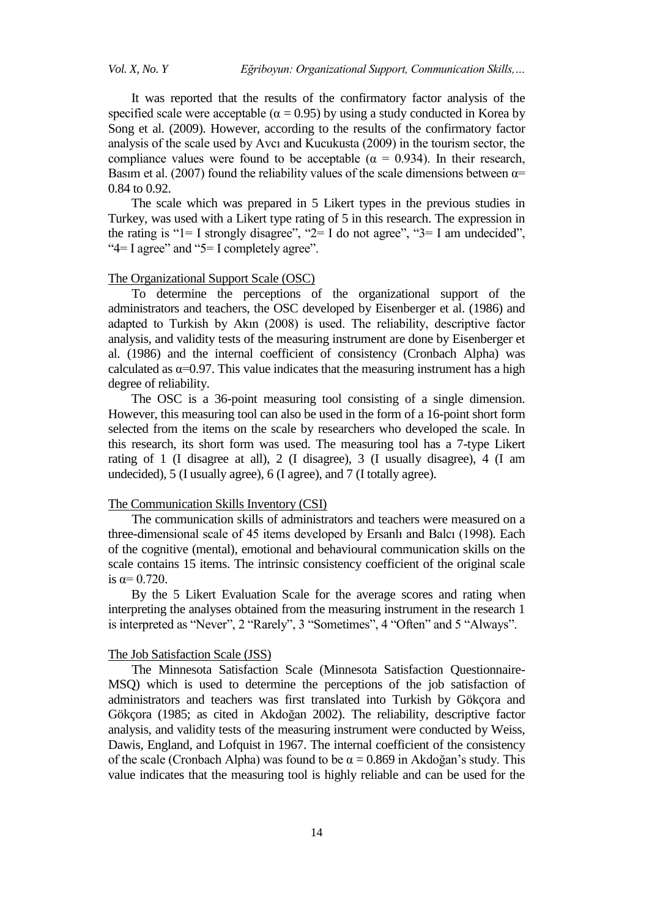It was reported that the results of the confirmatory factor analysis of the specified scale were acceptable ($\alpha = 0.95$) by using a study conducted in Korea by Song et al. (2009). However, according to the results of the confirmatory factor analysis of the scale used by Avcı and Kucukusta (2009) in the tourism sector, the compliance values were found to be acceptable ($\alpha = 0.934$). In their research, Basım et al. (2007) found the reliability values of the scale dimensions between $\alpha$= 0.84 to 0.92.

The scale which was prepared in 5 Likert types in the previous studies in Turkey, was used with a Likert type rating of 5 in this research. The expression in the rating is "1= I strongly disagree", "2= I do not agree", "3= I am undecided", "4= I agree" and "5= I completely agree".

The Organizational Support Scale (OSC)

To determine the perceptions of the organizational support of the administrators and teachers, the OSC developed by Eisenberger et al. (1986) and adapted to Turkish by Akın (2008) is used. The reliability, descriptive factor analysis, and validity tests of the measuring instrument are done by Eisenberger et al. (1986) and the internal coefficient of consistency (Cronbach Alpha) was calculated as $\alpha$=0.97. This value indicates that the measuring instrument has a high degree of reliability.

The OSC is a 36-point measuring tool consisting of a single dimension. However, this measuring tool can also be used in the form of a 16-point short form selected from the items on the scale by researchers who developed the scale. In this research, its short form was used. The measuring tool has a 7-type Likert rating of 1 (I disagree at all), 2 (I disagree), 3 (I usually disagree), 4 (I am undecided), 5 (I usually agree), 6 (I agree), and 7 (I totally agree).

The Communication Skills Inventory (CSI)

The communication skills of administrators and teachers were measured on a three-dimensional scale of 45 items developed by Ersanlı and Balcı (1998). Each of the cognitive (mental), emotional and behavioural communication skills on the scale contains 15 items. The intrinsic consistency coefficient of the original scale is $\alpha$= 0.720.

By the 5 Likert Evaluation Scale for the average scores and rating when interpreting the analyses obtained from the measuring instrument in the research 1 is interpreted as "Never", 2 "Rarely", 3 "Sometimes", 4 "Often" and 5 "Always".

The Job Satisfaction Scale (JSS)

The Minnesota Satisfaction Scale (Minnesota Satisfaction Questionnaire-MSQ) which is used to determine the perceptions of the job satisfaction of administrators and teachers was first translated into Turkish by Gökçora and Gökçora (1985; as cited in Akdoğan 2002). The reliability, descriptive factor analysis, and validity tests of the measuring instrument were conducted by Weiss, Dawis, England, and Lofquist in 1967. The internal coefficient of the consistency of the scale (Cronbach Alpha) was found to be $\alpha = 0.869$ in Akdoğan's study. This value indicates that the measuring tool is highly reliable and can be used for the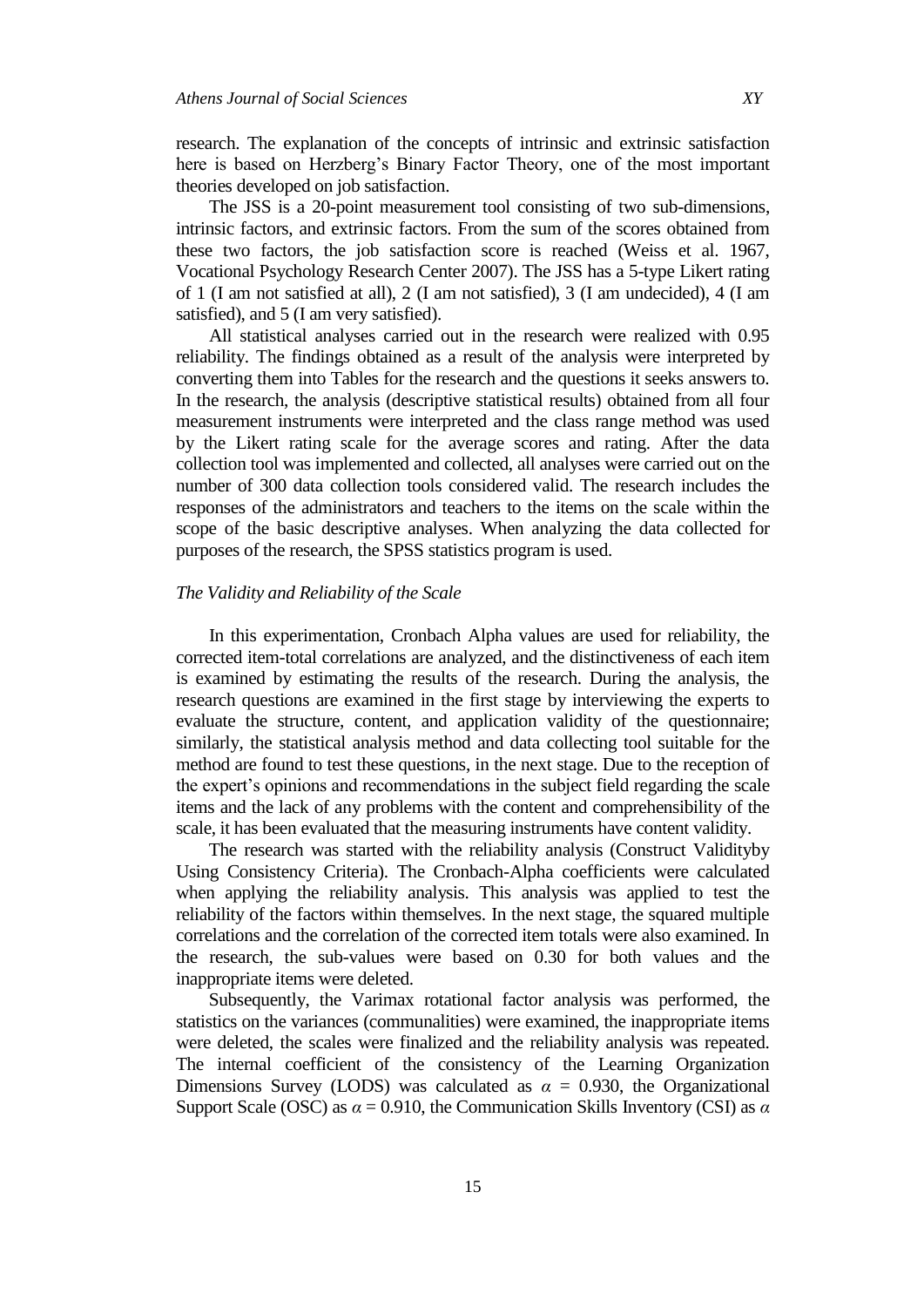research. The explanation of the concepts of intrinsic and extrinsic satisfaction here is based on Herzberg's Binary Factor Theory, one of the most important theories developed on job satisfaction.

The JSS is a 20-point measurement tool consisting of two sub-dimensions, intrinsic factors, and extrinsic factors. From the sum of the scores obtained from these two factors, the job satisfaction score is reached (Weiss et al. 1967, Vocational Psychology Research Center 2007). The JSS has a 5-type Likert rating of 1 (I am not satisfied at all), 2 (I am not satisfied), 3 (I am undecided), 4 (I am satisfied), and 5 (I am very satisfied).

All statistical analyses carried out in the research were realized with 0.95 reliability. The findings obtained as a result of the analysis were interpreted by converting them into Tables for the research and the questions it seeks answers to. In the research, the analysis (descriptive statistical results) obtained from all four measurement instruments were interpreted and the class range method was used by the Likert rating scale for the average scores and rating. After the data collection tool was implemented and collected, all analyses were carried out on the number of 300 data collection tools considered valid. The research includes the responses of the administrators and teachers to the items on the scale within the scope of the basic descriptive analyses. When analyzing the data collected for purposes of the research, the SPSS statistics program is used.

*The Validity and Reliability of the Scale*

In this experimentation, Cronbach Alpha values are used for reliability, the corrected item-total correlations are analyzed, and the distinctiveness of each item is examined by estimating the results of the research. During the analysis, the research questions are examined in the first stage by interviewing the experts to evaluate the structure, content, and application validity of the questionnaire; similarly, the statistical analysis method and data collecting tool suitable for the method are found to test these questions, in the next stage. Due to the reception of the expert's opinions and recommendations in the subject field regarding the scale items and the lack of any problems with the content and comprehensibility of the scale, it has been evaluated that the measuring instruments have content validity.

The research was started with the reliability analysis (Construct Validityby Using Consistency Criteria). The Cronbach-Alpha coefficients were calculated when applying the reliability analysis. This analysis was applied to test the reliability of the factors within themselves. In the next stage, the squared multiple correlations and the correlation of the corrected item totals were also examined. In the research, the sub-values were based on 0.30 for both values and the inappropriate items were deleted.

Subsequently, the Varimax rotational factor analysis was performed, the statistics on the variances (communalities) were examined, the inappropriate items were deleted, the scales were finalized and the reliability analysis was repeated. The internal coefficient of the consistency of the Learning Organization Dimensions Survey (LODS) was calculated as $\alpha$ = 0.930, the Organizational Support Scale (OSC) as $\alpha$ = 0.910, the Communication Skills Inventory (CSI) as $\alpha$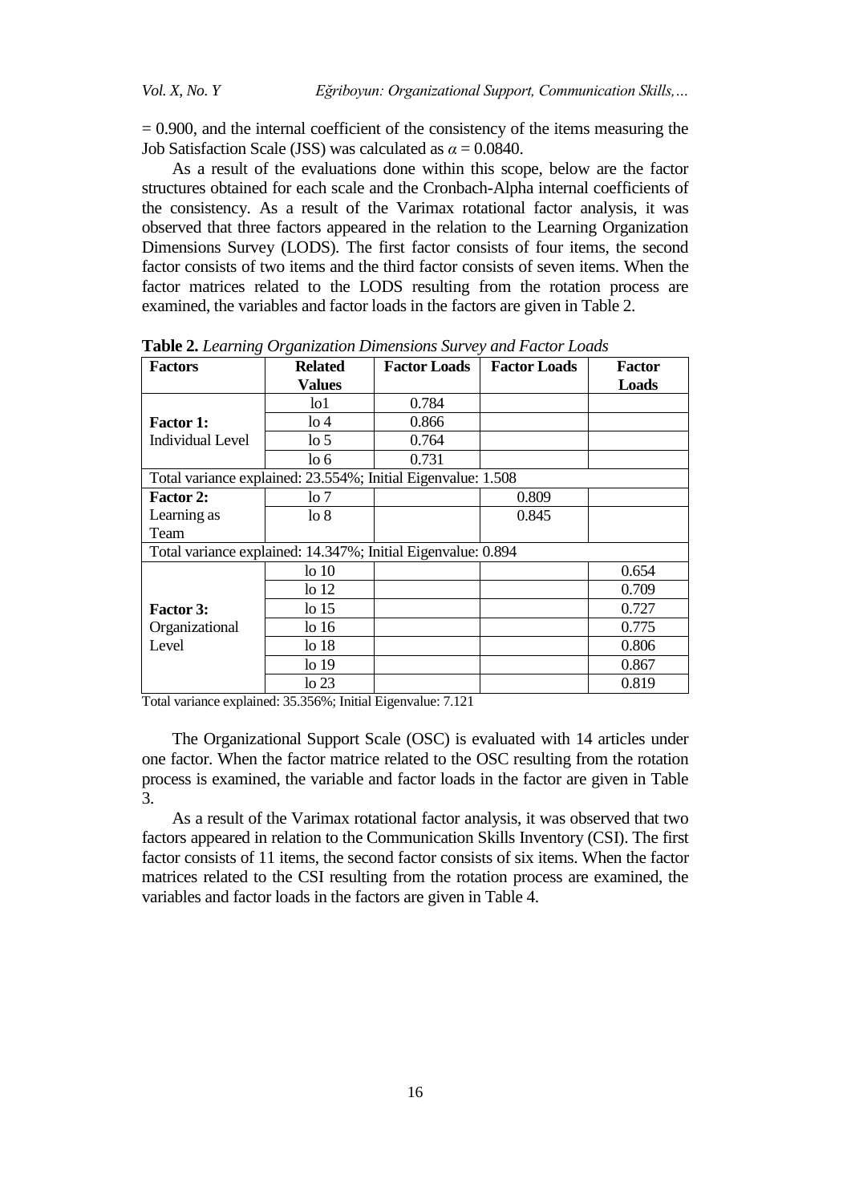= 0.900, and the internal coefficient of the consistency of the items measuring the Job Satisfaction Scale (JSS) was calculated as $\alpha = 0.0840$.

As a result of the evaluations done within this scope, below are the factor structures obtained for each scale and the Cronbach-Alpha internal coefficients of the consistency. As a result of the Varimax rotational factor analysis, it was observed that three factors appeared in the relation to the Learning Organization Dimensions Survey (LODS). The first factor consists of four items, the second factor consists of two items and the third factor consists of seven items. When the factor matrices related to the LODS resulting from the rotation process are examined, the variables and factor loads in the factors are given in Table 2.

**Table 2.** *Learning Organization Dimensions Survey and Factor Loads*

| Factors | Related Values | Factor Loads | Factor Loads | Factor Loads |
|---|---|---|---|---|
| **Factor 1:** Individual Level | lo1 | 0.784 | | |
| | lo 4 | 0.866 | | |
| | lo 5 | 0.764 | | |
| | lo 6 | 0.731 | | |
| Total variance explained: 23.554%; Initial Eigenvalue: 1.508 | | | | |
| **Factor 2:** Learning as Team | lo 7 | | 0.809 | |
| | lo 8 | | 0.845 | |
| Total variance explained: 14.347%; Initial Eigenvalue: 0.894 | | | | |
| **Factor 3:** Organizational Level | lo 10 | | | 0.654 |
| | lo 12 | | | 0.709 |
| | lo 15 | | | 0.727 |
| | lo 16 | | | 0.775 |
| | lo 18 | | | 0.806 |
| | lo 19 | | | 0.867 |
| | lo 23 | | | 0.819 |

Total variance explained: 35.356%; Initial Eigenvalue: 7.121

The Organizational Support Scale (OSC) is evaluated with 14 articles under one factor. When the factor matrice related to the OSC resulting from the rotation process is examined, the variable and factor loads in the factor are given in Table 3.

As a result of the Varimax rotational factor analysis, it was observed that two factors appeared in relation to the Communication Skills Inventory (CSI). The first factor consists of 11 items, the second factor consists of six items. When the factor matrices related to the CSI resulting from the rotation process are examined, the variables and factor loads in the factors are given in Table 4.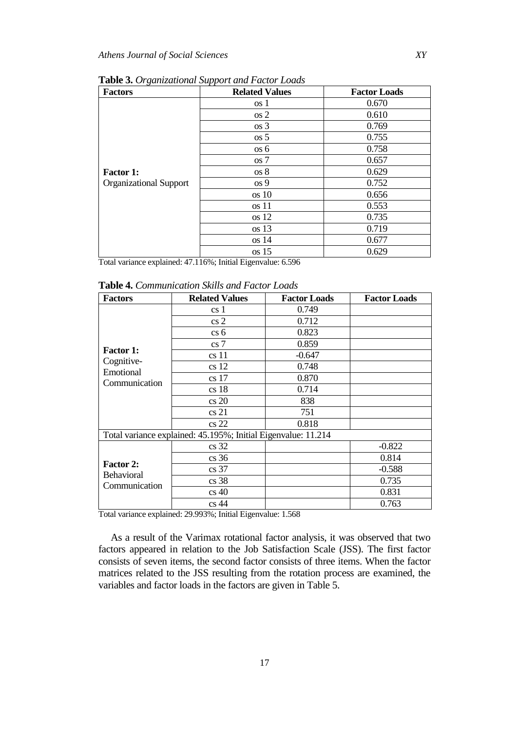**Table 3.** *Organizational Support and Factor Loads*

| Factors | Related Values | Factor Loads |
|---|---|---|
| **Factor 1:** Organizational Support | os 1 | 0.670 |
| | os 2 | 0.610 |
| | os 3 | 0.769 |
| | os 5 | 0.755 |
| | os 6 | 0.758 |
| | os 7 | 0.657 |
| | os 8 | 0.629 |
| | os 9 | 0.752 |
| | os 10 | 0.656 |
| | os 11 | 0.553 |
| | os 12 | 0.735 |
| | os 13 | 0.719 |
| | os 14 | 0.677 |
| | os 15 | 0.629 |

Total variance explained: 47.116%; Initial Eigenvalue: 6.596

**Table 4.** *Communication Skills and Factor Loads*

| Factors | Related Values | Factor Loads | Factor Loads |
|---|---|---|---|
| **Factor 1:** Cognitive-Emotional Communication | cs 1 | 0.749 | |
| | cs 2 | 0.712 | |
| | cs 6 | 0.823 | |
| | cs 7 | 0.859 | |
| | cs 11 | -0.647 | |
| | cs 12 | 0.748 | |
| | cs 17 | 0.870 | |
| | cs 18 | 0.714 | |
| | cs 20 | 838 | |
| | cs 21 | 751 | |
| | cs 22 | 0.818 | |
| Total variance explained: 45.195%; Initial Eigenvalue: 11.214 | | | |
| **Factor 2:** Behavioral Communication | cs 32 | | -0.822 |
| | cs 36 | | 0.814 |
| | cs 37 | | -0.588 |
| | cs 38 | | 0.735 |
| | cs 40 | | 0.831 |
| | cs 44 | | 0.763 |

Total variance explained: 29.993%; Initial Eigenvalue: 1.568

As a result of the Varimax rotational factor analysis, it was observed that two factors appeared in relation to the Job Satisfaction Scale (JSS). The first factor consists of seven items, the second factor consists of three items. When the factor matrices related to the JSS resulting from the rotation process are examined, the variables and factor loads in the factors are given in Table 5.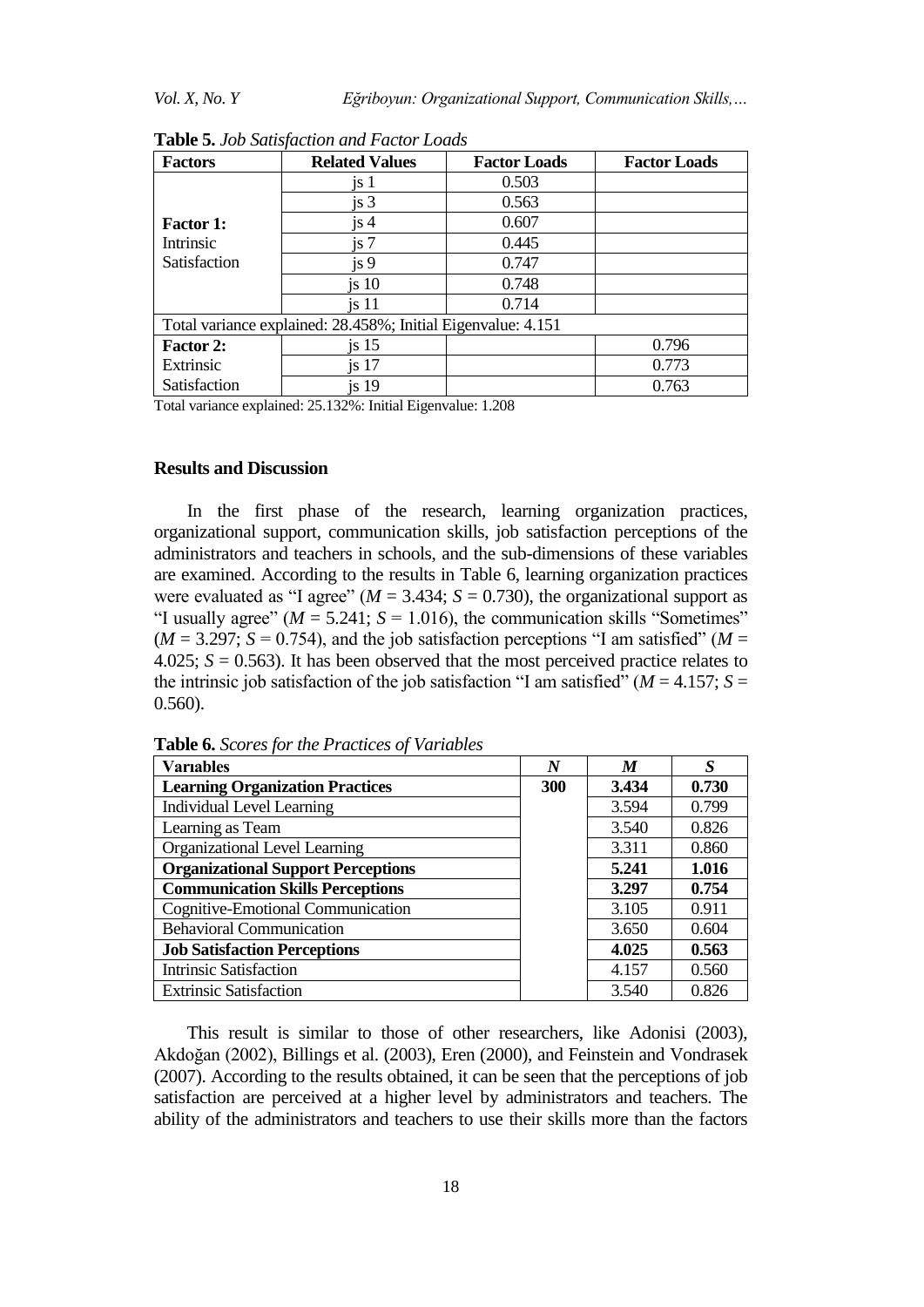**Table 5.** *Job Satisfaction and Factor Loads*

| Factors | Related Values | Factor Loads | Factor Loads |
|---|---|---|---|
| **Factor 1:** Intrinsic Satisfaction | js 1 | 0.503 | |
| | js 3 | 0.563 | |
| | js 4 | 0.607 | |
| | js 7 | 0.445 | |
| | js 9 | 0.747 | |
| | js 10 | 0.748 | |
| | js 11 | 0.714 | |
| Total variance explained: 28.458%; Initial Eigenvalue: 4.151 | | | |
| **Factor 2:** Extrinsic Satisfaction | js 15 | | 0.796 |
| | js 17 | | 0.773 |
| | js 19 | | 0.763 |

Total variance explained: 25.132%: Initial Eigenvalue: 1.208

## Results and Discussion

In the first phase of the research, learning organization practices, organizational support, communication skills, job satisfaction perceptions of the administrators and teachers in schools, and the sub-dimensions of these variables are examined. According to the results in Table 6, learning organization practices were evaluated as "I agree" ($M$ = 3.434; $S$ = 0.730), the organizational support as "I usually agree" ($M$ = 5.241; $S$ = 1.016), the communication skills "Sometimes" ($M$ = 3.297; $S$ = 0.754), and the job satisfaction perceptions "I am satisfied" ($M$ = 4.025; $S$ = 0.563). It has been observed that the most perceived practice relates to the intrinsic job satisfaction of the job satisfaction "I am satisfied" ($M$ = 4.157; $S$ = 0.560).

**Table 6.** *Scores for the Practices of Variables*

| Varıables | *N* | *M* | *S* |
|---|---|---|---|
| **Learning Organization Practices** | **300** | **3.434** | **0.730** |
| Individual Level Learning | | 3.594 | 0.799 |
| Learning as Team | | 3.540 | 0.826 |
| Organizational Level Learning | | 3.311 | 0.860 |
| **Organizational Support Perceptions** | | **5.241** | **1.016** |
| **Communication Skills Perceptions** | | **3.297** | **0.754** |
| Cognitive-Emotional Communication | | 3.105 | 0.911 |
| Behavioral Communication | | 3.650 | 0.604 |
| **Job Satisfaction Perceptions** | | **4.025** | **0.563** |
| Intrinsic Satisfaction | | 4.157 | 0.560 |
| Extrinsic Satisfaction | | 3.540 | 0.826 |

This result is similar to those of other researchers, like Adonisi (2003), Akdoğan (2002), Billings et al. (2003), Eren (2000), and Feinstein and Vondrasek (2007). According to the results obtained, it can be seen that the perceptions of job satisfaction are perceived at a higher level by administrators and teachers. The ability of the administrators and teachers to use their skills more than the factors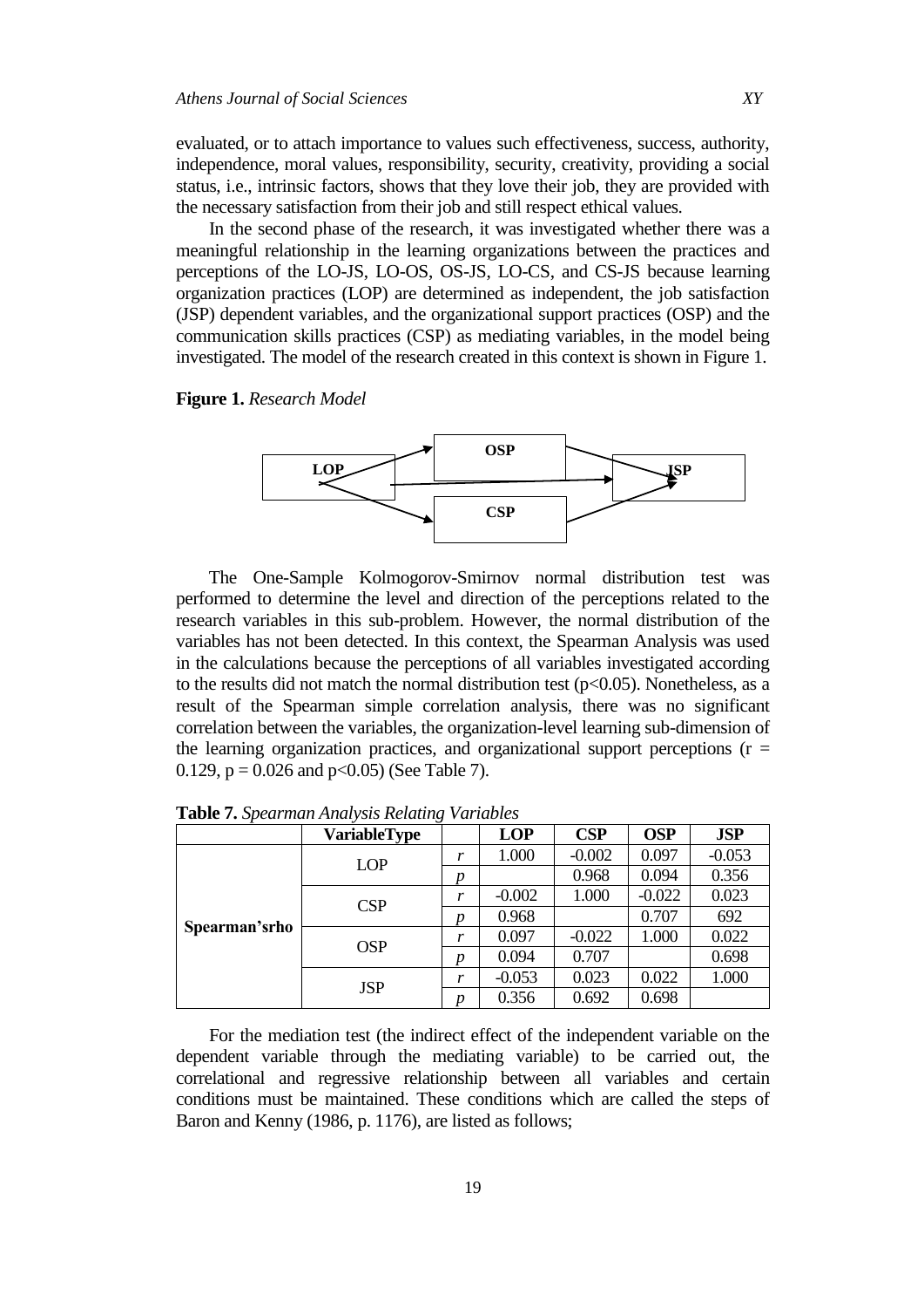evaluated, or to attach importance to values such effectiveness, success, authority, independence, moral values, responsibility, security, creativity, providing a social status, i.e., intrinsic factors, shows that they love their job, they are provided with the necessary satisfaction from their job and still respect ethical values.

In the second phase of the research, it was investigated whether there was a meaningful relationship in the learning organizations between the practices and perceptions of the LO-JS, LO-OS, OS-JS, LO-CS, and CS-JS because learning organization practices (LOP) are determined as independent, the job satisfaction (JSP) dependent variables, and the organizational support practices (OSP) and the communication skills practices (CSP) as mediating variables, in the model being investigated. The model of the research created in this context is shown in Figure 1.

**Figure 1.** *Research Model*

LOP → OSP → JSP; LOP → JSP; LOP → CSP → JSP

The One-Sample Kolmogorov-Smirnov normal distribution test was performed to determine the level and direction of the perceptions related to the research variables in this sub-problem. However, the normal distribution of the variables has not been detected. In this context, the Spearman Analysis was used in the calculations because the perceptions of all variables investigated according to the results did not match the normal distribution test ($p<0.05$). Nonetheless, as a result of the Spearman simple correlation analysis, there was no significant correlation between the variables, the organization-level learning sub-dimension of the learning organization practices, and organizational support perceptions ($r = 0.129$, $p = 0.026$ and $p<0.05$) (See Table 7).

**Table 7.** *Spearman Analysis Relating Variables*

| | VariableType | | LOP | CSP | OSP | JSP |
|---|---|---|---|---|---|---|
| **Spearman'srho** | LOP | *r* | 1.000 | -0.002 | 0.097 | -0.053 |
| | | *p* | | 0.968 | 0.094 | 0.356 |
| | CSP | *r* | -0.002 | 1.000 | -0.022 | 0.023 |
| | | *p* | 0.968 | | 0.707 | 692 |
| | OSP | *r* | 0.097 | -0.022 | 1.000 | 0.022 |
| | | *p* | 0.094 | 0.707 | | 0.698 |
| | JSP | *r* | -0.053 | 0.023 | 0.022 | 1.000 |
| | | *p* | 0.356 | 0.692 | 0.698 | |

For the mediation test (the indirect effect of the independent variable on the dependent variable through the mediating variable) to be carried out, the correlational and regressive relationship between all variables and certain conditions must be maintained. These conditions which are called the steps of Baron and Kenny (1986, p. 1176), are listed as follows;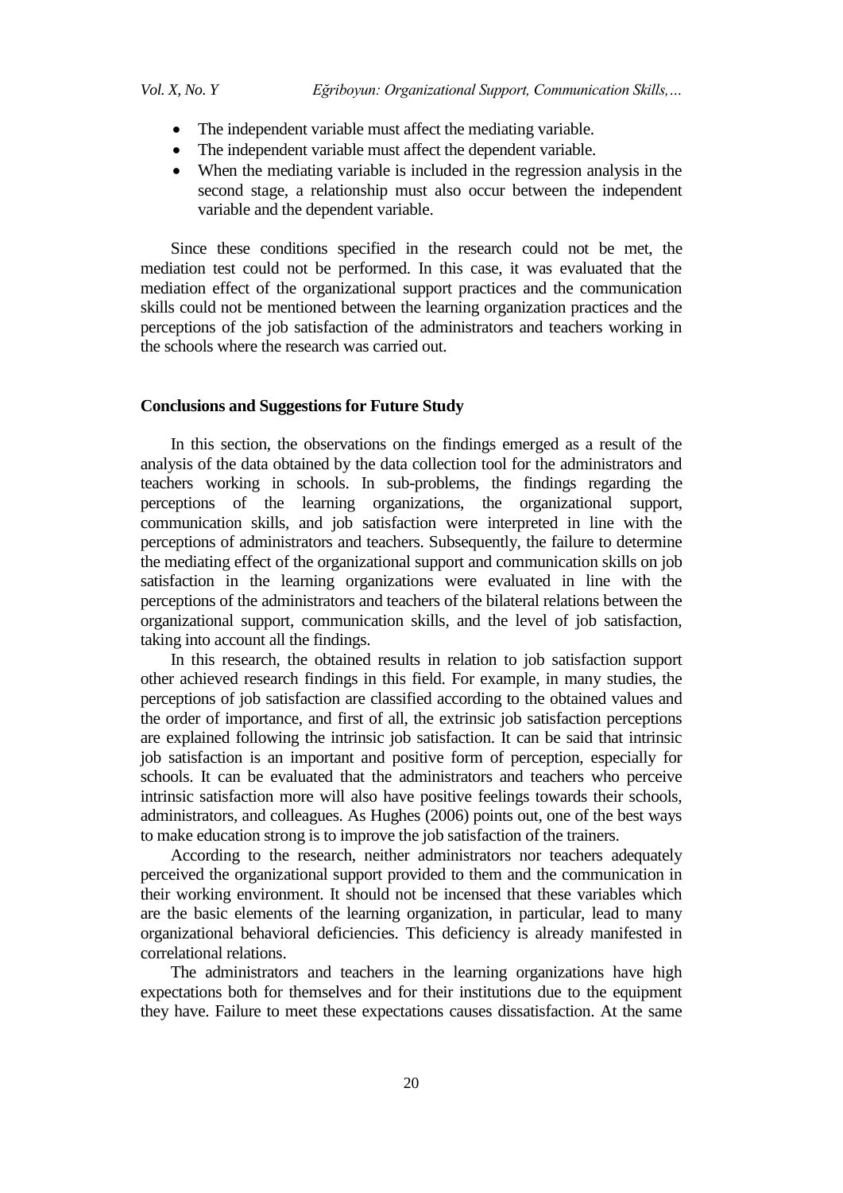- The independent variable must affect the mediating variable.
- The independent variable must affect the dependent variable.
- When the mediating variable is included in the regression analysis in the second stage, a relationship must also occur between the independent variable and the dependent variable.

Since these conditions specified in the research could not be met, the mediation test could not be performed. In this case, it was evaluated that the mediation effect of the organizational support practices and the communication skills could not be mentioned between the learning organization practices and the perceptions of the job satisfaction of the administrators and teachers working in the schools where the research was carried out.

## Conclusions and Suggestions for Future Study

In this section, the observations on the findings emerged as a result of the analysis of the data obtained by the data collection tool for the administrators and teachers working in schools. In sub-problems, the findings regarding the perceptions of the learning organizations, the organizational support, communication skills, and job satisfaction were interpreted in line with the perceptions of administrators and teachers. Subsequently, the failure to determine the mediating effect of the organizational support and communication skills on job satisfaction in the learning organizations were evaluated in line with the perceptions of the administrators and teachers of the bilateral relations between the organizational support, communication skills, and the level of job satisfaction, taking into account all the findings.

In this research, the obtained results in relation to job satisfaction support other achieved research findings in this field. For example, in many studies, the perceptions of job satisfaction are classified according to the obtained values and the order of importance, and first of all, the extrinsic job satisfaction perceptions are explained following the intrinsic job satisfaction. It can be said that intrinsic job satisfaction is an important and positive form of perception, especially for schools. It can be evaluated that the administrators and teachers who perceive intrinsic satisfaction more will also have positive feelings towards their schools, administrators, and colleagues. As Hughes (2006) points out, one of the best ways to make education strong is to improve the job satisfaction of the trainers.

According to the research, neither administrators nor teachers adequately perceived the organizational support provided to them and the communication in their working environment. It should not be incensed that these variables which are the basic elements of the learning organization, in particular, lead to many organizational behavioral deficiencies. This deficiency is already manifested in correlational relations.

The administrators and teachers in the learning organizations have high expectations both for themselves and for their institutions due to the equipment they have. Failure to meet these expectations causes dissatisfaction. At the same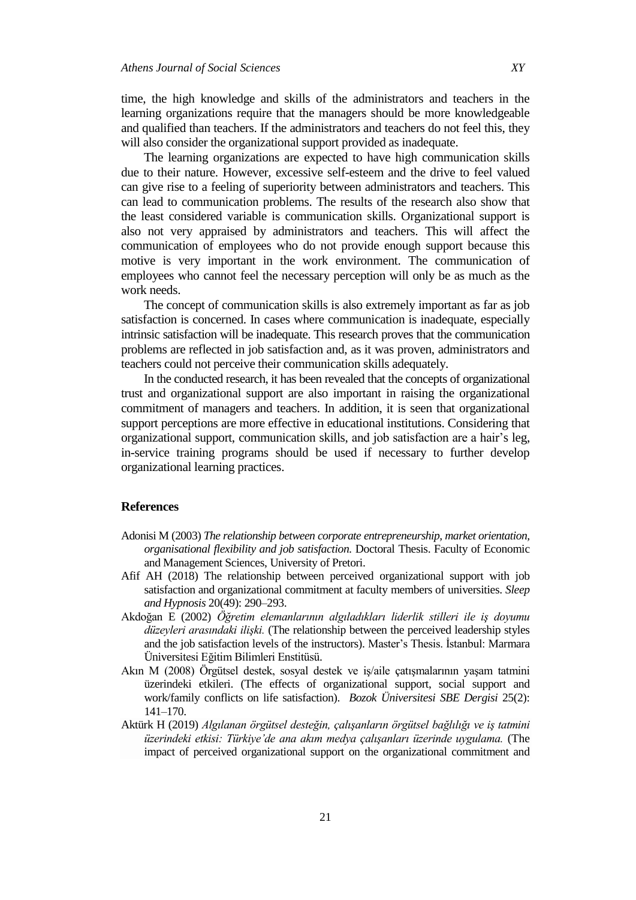time, the high knowledge and skills of the administrators and teachers in the learning organizations require that the managers should be more knowledgeable and qualified than teachers. If the administrators and teachers do not feel this, they will also consider the organizational support provided as inadequate.

The learning organizations are expected to have high communication skills due to their nature. However, excessive self-esteem and the drive to feel valued can give rise to a feeling of superiority between administrators and teachers. This can lead to communication problems. The results of the research also show that the least considered variable is communication skills. Organizational support is also not very appraised by administrators and teachers. This will affect the communication of employees who do not provide enough support because this motive is very important in the work environment. The communication of employees who cannot feel the necessary perception will only be as much as the work needs.

The concept of communication skills is also extremely important as far as job satisfaction is concerned. In cases where communication is inadequate, especially intrinsic satisfaction will be inadequate. This research proves that the communication problems are reflected in job satisfaction and, as it was proven, administrators and teachers could not perceive their communication skills adequately.

In the conducted research, it has been revealed that the concepts of organizational trust and organizational support are also important in raising the organizational commitment of managers and teachers. In addition, it is seen that organizational support perceptions are more effective in educational institutions. Considering that organizational support, communication skills, and job satisfaction are a hair's leg, in-service training programs should be used if necessary to further develop organizational learning practices.

## References

Adonisi M (2003) *The relationship between corporate entrepreneurship, market orientation, organisational flexibility and job satisfaction.* Doctoral Thesis. Faculty of Economic and Management Sciences, University of Pretori.

Afif AH (2018) The relationship between perceived organizational support with job satisfaction and organizational commitment at faculty members of universities. *Sleep and Hypnosis* 20(49): 290–293.

Akdoğan E (2002) *Öğretim elemanlarının algıladıkları liderlik stilleri ile iş doyumu düzeyleri arasındaki ilişki.* (The relationship between the perceived leadership styles and the job satisfaction levels of the instructors). Master's Thesis. İstanbul: Marmara Üniversitesi Eğitim Bilimleri Enstitüsü.

Akın M (2008) Örgütsel destek, sosyal destek ve iş/aile çatışmalarının yaşam tatmini üzerindeki etkileri. (The effects of organizational support, social support and work/family conflicts on life satisfaction). *Bozok Üniversitesi SBE Dergisi* 25(2): 141–170.

Aktürk H (2019) *Algılanan örgütsel desteğin, çalışanların örgütsel bağlılığı ve iş tatmini üzerindeki etkisi: Türkiye'de ana akım medya çalışanları üzerinde uygulama.* (The impact of perceived organizational support on the organizational commitment and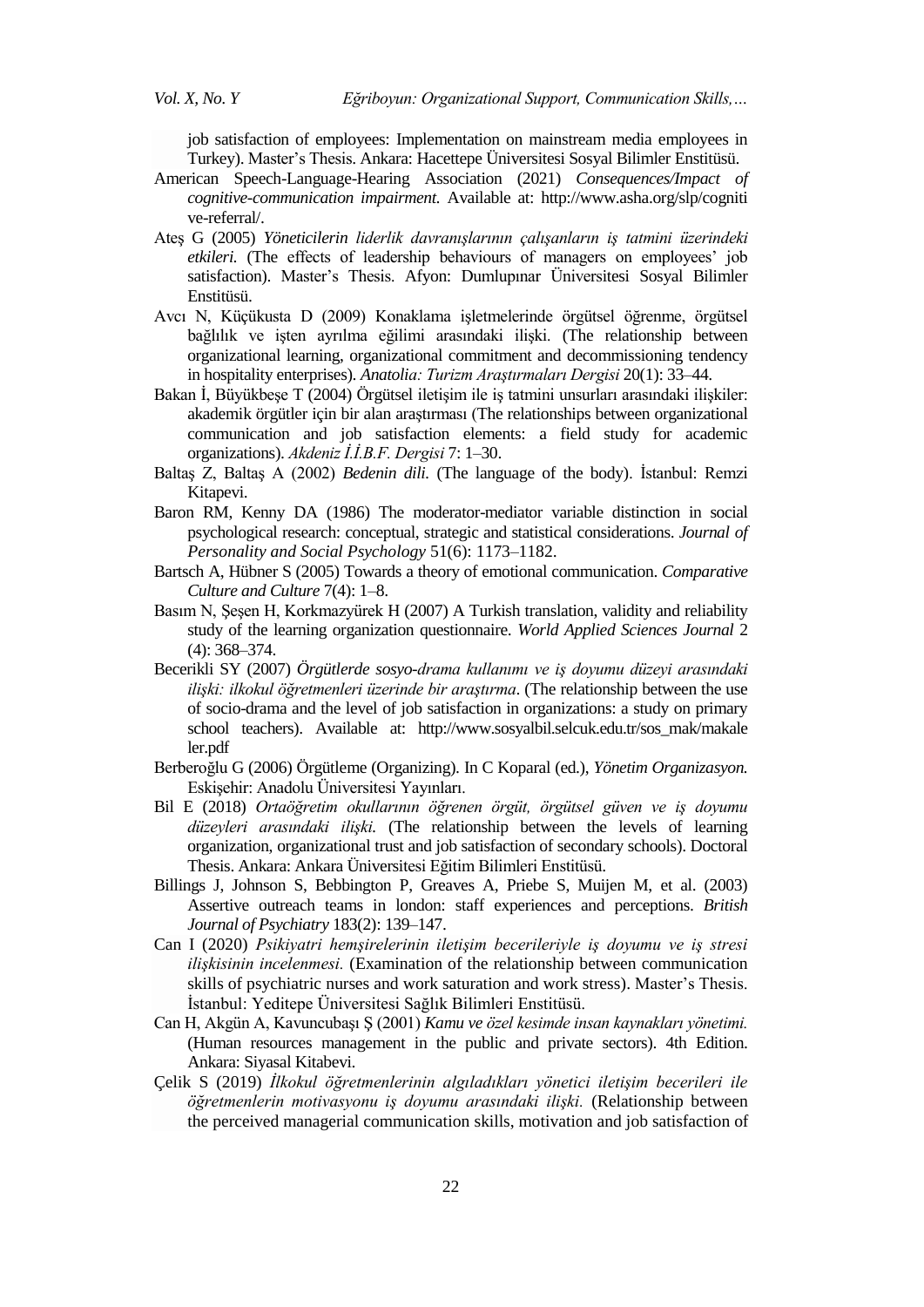job satisfaction of employees: Implementation on mainstream media employees in Turkey). Master's Thesis. Ankara: Hacettepe Üniversitesi Sosyal Bilimler Enstitüsü.

American Speech-Language-Hearing Association (2021) *Consequences/Impact of cognitive-communication impairment.* Available at: http://www.asha.org/slp/cognitive-referral/.

Ateş G (2005) *Yöneticilerin liderlik davranışlarının çalışanların iş tatmini üzerindeki etkileri.* (The effects of leadership behaviours of managers on employees' job satisfaction). Master's Thesis. Afyon: Dumlupınar Üniversitesi Sosyal Bilimler Enstitüsü.

Avcı N, Küçükusta D (2009) Konaklama işletmelerinde örgütsel öğrenme, örgütsel bağlılık ve işten ayrılma eğilimi arasındaki ilişki. (The relationship between organizational learning, organizational commitment and decommissioning tendency in hospitality enterprises). *Anatolia: Turizm Araştırmaları Dergisi* 20(1): 33–44.

Bakan İ, Büyükbeşe T (2004) Örgütsel iletişim ile iş tatmini unsurları arasındaki ilişkiler: akademik örgütler için bir alan araştırması (The relationships between organizational communication and job satisfaction elements: a field study for academic organizations). *Akdeniz İ.İ.B.F. Dergisi* 7: 1–30.

Baltaş Z, Baltaş A (2002) *Bedenin dili.* (The language of the body). İstanbul: Remzi Kitapevi.

Baron RM, Kenny DA (1986) The moderator-mediator variable distinction in social psychological research: conceptual, strategic and statistical considerations. *Journal of Personality and Social Psychology* 51(6): 1173–1182.

Bartsch A, Hübner S (2005) Towards a theory of emotional communication. *Comparative Culture and Culture* 7(4): 1–8.

Basım N, Şeşen H, Korkmazyürek H (2007) A Turkish translation, validity and reliability study of the learning organization questionnaire. *World Applied Sciences Journal* 2 (4): 368–374.

Becerikli SY (2007) *Örgütlerde sosyo-drama kullanımı ve iş doyumu düzeyi arasındaki ilişki: ilkokul öğretmenleri üzerinde bir araştırma*. (The relationship between the use of socio-drama and the level of job satisfaction in organizations: a study on primary school teachers). Available at: http://www.sosyalbil.selcuk.edu.tr/sos_mak/makaleler.pdf

Berberoğlu G (2006) Örgütleme (Organizing). In C Koparal (ed.), *Yönetim Organizasyon.* Eskişehir: Anadolu Üniversitesi Yayınları.

Bil E (2018) *Ortaöğretim okullarının öğrenen örgüt, örgütsel güven ve iş doyumu düzeyleri arasındaki ilişki.* (The relationship between the levels of learning organization, organizational trust and job satisfaction of secondary schools). Doctoral Thesis. Ankara: Ankara Üniversitesi Eğitim Bilimleri Enstitüsü.

Billings J, Johnson S, Bebbington P, Greaves A, Priebe S, Muijen M, et al. (2003) Assertive outreach teams in london: staff experiences and perceptions. *British Journal of Psychiatry* 183(2): 139–147.

Can I (2020) *Psikiyatri hemşirelerinin iletişim becerileriyle iş doyumu ve iş stresi ilişkisinin incelenmesi.* (Examination of the relationship between communication skills of psychiatric nurses and work saturation and work stress). Master's Thesis. İstanbul: Yeditepe Üniversitesi Sağlık Bilimleri Enstitüsü.

Can H, Akgün A, Kavuncubaşı Ş (2001) *Kamu ve özel kesimde insan kaynakları yönetimi.* (Human resources management in the public and private sectors). 4th Edition. Ankara: Siyasal Kitabevi.

Çelik S (2019) *İlkokul öğretmenlerinin algıladıkları yönetici iletişim becerileri ile öğretmenlerin motivasyonu iş doyumu arasındaki ilişki.* (Relationship between the perceived managerial communication skills, motivation and job satisfaction of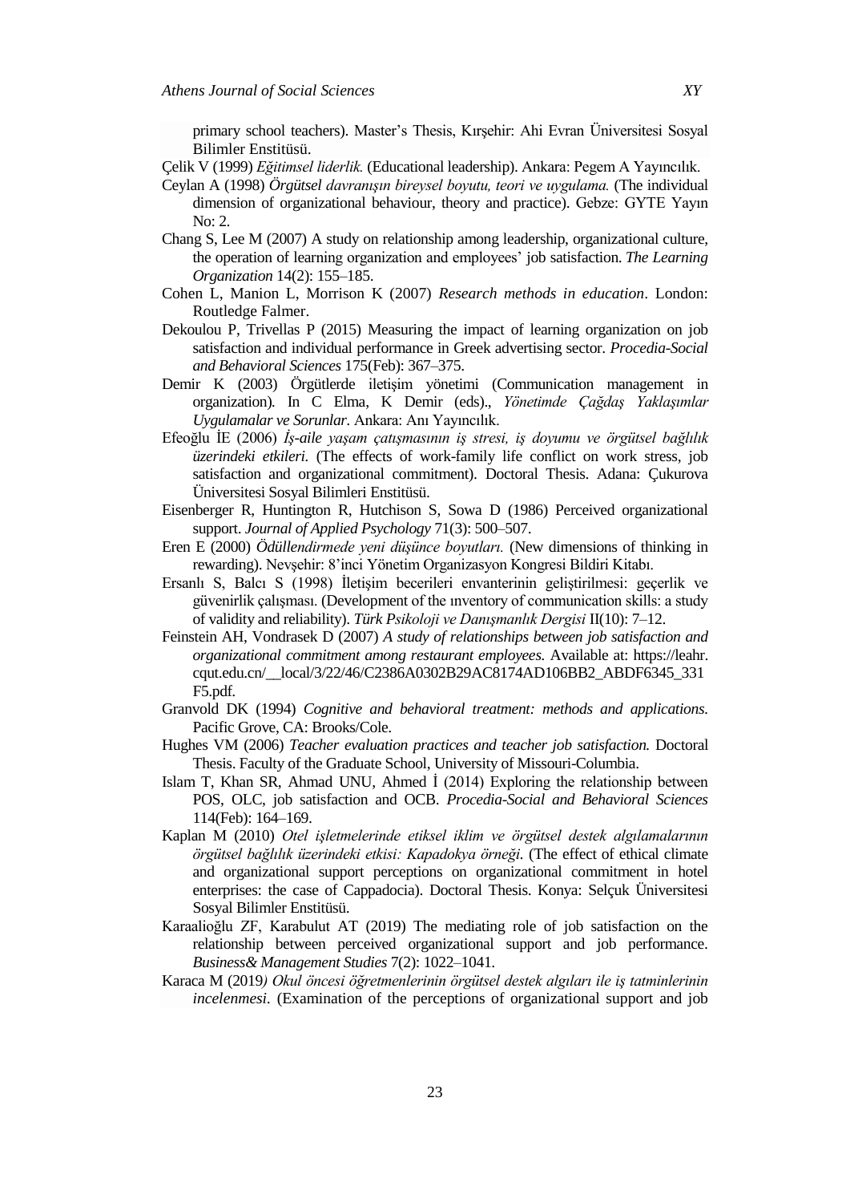primary school teachers). Master's Thesis, Kırşehir: Ahi Evran Üniversitesi Sosyal Bilimler Enstitüsü.

Çelik V (1999) *Eğitimsel liderlik.* (Educational leadership). Ankara: Pegem A Yayıncılık.

Ceylan A (1998) *Örgütsel davranışın bireysel boyutu, teori ve uygulama.* (The individual dimension of organizational behaviour, theory and practice). Gebze: GYTE Yayın No: 2.

Chang S, Lee M (2007) A study on relationship among leadership, organizational culture, the operation of learning organization and employees' job satisfaction. *The Learning Organization* 14(2): 155–185.

Cohen L, Manion L, Morrison K (2007) *Research methods in education*. London: Routledge Falmer.

Dekoulou P, Trivellas P (2015) Measuring the impact of learning organization on job satisfaction and individual performance in Greek advertising sector. *Procedia-Social and Behavioral Sciences* 175(Feb): 367–375.

Demir K (2003) Örgütlerde iletişim yönetimi (Communication management in organization)*.* In C Elma, K Demir (eds)., *Yönetimde Çağdaş Yaklaşımlar Uygulamalar ve Sorunlar*. Ankara: Anı Yayıncılık.

Efeoğlu İE (2006) *İş-aile yaşam çatışmasının iş stresi, iş doyumu ve örgütsel bağlılık üzerindeki etkileri.* (The effects of work-family life conflict on work stress, job satisfaction and organizational commitment). Doctoral Thesis. Adana: Çukurova Üniversitesi Sosyal Bilimleri Enstitüsü.

Eisenberger R, Huntington R, Hutchison S, Sowa D (1986) Perceived organizational support. *Journal of Applied Psychology* 71(3): 500–507.

Eren E (2000) *Ödüllendirmede yeni düşünce boyutları.* (New dimensions of thinking in rewarding). Nevşehir: 8'inci Yönetim Organizasyon Kongresi Bildiri Kitabı.

Ersanlı S, Balcı S (1998) İletişim becerileri envanterinin geliştirilmesi: geçerlik ve güvenirlik çalışması. (Development of the ınventory of communication skills: a study of validity and reliability). *Türk Psikoloji ve Danışmanlık Dergisi* II(10): 7–12.

Feinstein AH, Vondrasek D (2007) *A study of relationships between job satisfaction and organizational commitment among restaurant employees.* Available at: https://leahr.cqut.edu.cn/__local/3/22/46/C2386A0302B29AC8174AD106BB2_ABDF6345_331F5.pdf.

Granvold DK (1994) *Cognitive and behavioral treatment: methods and applications.* Pacific Grove, CA: Brooks/Cole.

Hughes VM (2006) *Teacher evaluation practices and teacher job satisfaction.* Doctoral Thesis. Faculty of the Graduate School, University of Missouri-Columbia.

Islam T, Khan SR, Ahmad UNU, Ahmed İ (2014) Exploring the relationship between POS, OLC, job satisfaction and OCB. *Procedia-Social and Behavioral Sciences* 114(Feb): 164–169.

Kaplan M (2010) *Otel işletmelerinde etiksel iklim ve örgütsel destek algılamalarının örgütsel bağlılık üzerindeki etkisi: Kapadokya örneği.* (The effect of ethical climate and organizational support perceptions on organizational commitment in hotel enterprises: the case of Cappadocia). Doctoral Thesis. Konya: Selçuk Üniversitesi Sosyal Bilimler Enstitüsü.

Karaalioğlu ZF, Karabulut AT (2019) The mediating role of job satisfaction on the relationship between perceived organizational support and job performance. *Business& Management Studies* 7(2): 1022–1041.

Karaca M (2019*) Okul öncesi öğretmenlerinin örgütsel destek algıları ile iş tatminlerinin incelenmesi*. (Examination of the perceptions of organizational support and job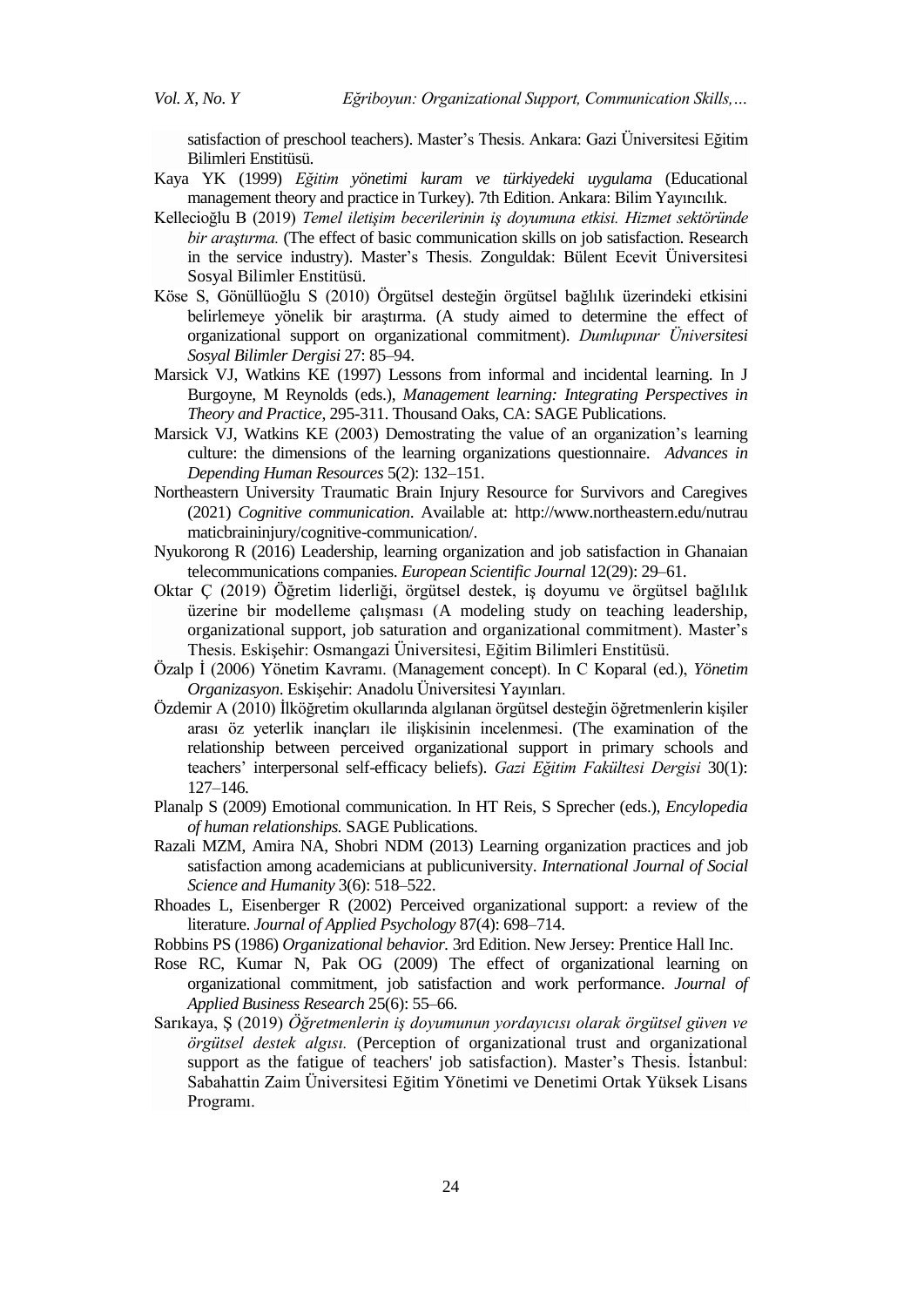satisfaction of preschool teachers). Master's Thesis. Ankara: Gazi Üniversitesi Eğitim Bilimleri Enstitüsü.

Kaya YK (1999) *Eğitim yönetimi kuram ve türkiyedeki uygulama* (Educational management theory and practice in Turkey). 7th Edition. Ankara: Bilim Yayıncılık.

Kellecioğlu B (2019) *Temel iletişim becerilerinin iş doyumuna etkisi. Hizmet sektöründe bir araştırma.* (The effect of basic communication skills on job satisfaction. Research in the service industry). Master's Thesis. Zonguldak: Bülent Ecevit Üniversitesi Sosyal Bilimler Enstitüsü.

Köse S, Gönüllüoğlu S (2010) Örgütsel desteğin örgütsel bağlılık üzerindeki etkisini belirlemeye yönelik bir araştırma. (A study aimed to determine the effect of organizational support on organizational commitment). *Dumlupınar Üniversitesi Sosyal Bilimler Dergisi* 27: 85–94.

Marsick VJ, Watkins KE (1997) Lessons from informal and incidental learning. In J Burgoyne, M Reynolds (eds.), *Management learning: Integrating Perspectives in Theory and Practice*, 295-311. Thousand Oaks, CA: SAGE Publications.

Marsick VJ, Watkins KE (2003) Demostrating the value of an organization's learning culture: the dimensions of the learning organizations questionnaire. *Advances in Depending Human Resources* 5(2): 132–151.

Northeastern University Traumatic Brain Injury Resource for Survivors and Caregives (2021) *Cognitive communication*. Available at: http://www.northeastern.edu/nutraumaticbraininjury/cognitive-communication/.

Nyukorong R (2016) Leadership, learning organization and job satisfaction in Ghanaian telecommunications companies. *European Scientific Journal* 12(29): 29–61.

Oktar Ç (2019) Öğretim liderliği, örgütsel destek, iş doyumu ve örgütsel bağlılık üzerine bir modelleme çalışması (A modeling study on teaching leadership, organizational support, job saturation and organizational commitment). Master's Thesis. Eskişehir: Osmangazi Üniversitesi, Eğitim Bilimleri Enstitüsü.

Özalp İ (2006) Yönetim Kavramı. (Management concept). In C Koparal (ed.), *Yönetim Organizasyon*. Eskişehir: Anadolu Üniversitesi Yayınları.

Özdemir A (2010) İlköğretim okullarında algılanan örgütsel desteğin öğretmenlerin kişiler arası öz yeterlik inançları ile ilişkisinin incelenmesi. (The examination of the relationship between perceived organizational support in primary schools and teachers' interpersonal self-efficacy beliefs). *Gazi Eğitim Fakültesi Dergisi* 30(1): 127–146.

Planalp S (2009) Emotional communication. In HT Reis, S Sprecher (eds.), *Encylopedia of human relationships.* SAGE Publications.

Razali MZM, Amira NA, Shobri NDM (2013) Learning organization practices and job satisfaction among academicians at publicuniversity. *International Journal of Social Science and Humanity* 3(6): 518–522.

Rhoades L, Eisenberger R (2002) Perceived organizational support: a review of the literature. *Journal of Applied Psychology* 87(4): 698–714.

Robbins PS (1986) *Organizational behavior.* 3rd Edition. New Jersey: Prentice Hall Inc.

Rose RC, Kumar N, Pak OG (2009) The effect of organizational learning on organizational commitment, job satisfaction and work performance. *Journal of Applied Business Research* 25(6): 55–66.

Sarıkaya, Ş (2019) *Öğretmenlerin iş doyumunun yordayıcısı olarak örgütsel güven ve örgütsel destek algısı.* (Perception of organizational trust and organizational support as the fatigue of teachers' job satisfaction). Master's Thesis. İstanbul: Sabahattin Zaim Üniversitesi Eğitim Yönetimi ve Denetimi Ortak Yüksek Lisans Programı.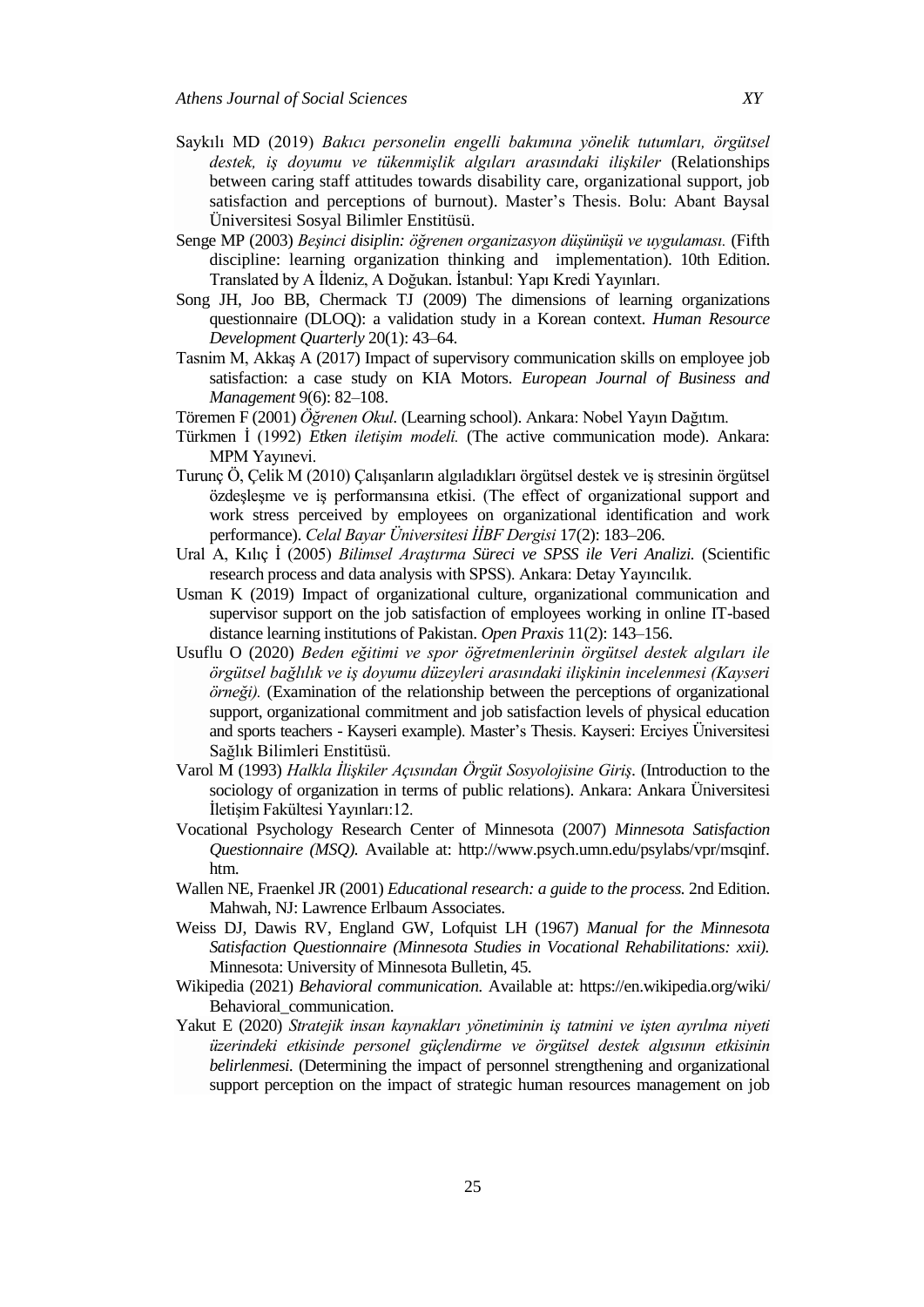Saykılı MD (2019) *Bakıcı personelin engelli bakımına yönelik tutumları, örgütsel destek, iş doyumu ve tükenmişlik algıları arasındaki ilişkiler* (Relationships between caring staff attitudes towards disability care, organizational support, job satisfaction and perceptions of burnout). Master's Thesis. Bolu: Abant Baysal Üniversitesi Sosyal Bilimler Enstitüsü.

Senge MP (2003) *Beşinci disiplin: öğrenen organizasyon düşünüşü ve uygulaması.* (Fifth discipline: learning organization thinking and implementation). 10th Edition. Translated by A İldeniz, A Doğukan. İstanbul: Yapı Kredi Yayınları.

Song JH, Joo BB, Chermack TJ (2009) The dimensions of learning organizations questionnaire (DLOQ): a validation study in a Korean context. *Human Resource Development Quarterly* 20(1): 43–64.

Tasnim M, Akkaş A (2017) Impact of supervisory communication skills on employee job satisfaction: a case study on KIA Motors. *European Journal of Business and Management* 9(6): 82–108.

Töremen F (2001) *Öğrenen Okul*. (Learning school). Ankara: Nobel Yayın Dağıtım.

Türkmen İ (1992) *Etken iletişim modeli.* (The active communication mode). Ankara: MPM Yayınevi.

Turunç Ö, Çelik M (2010) Çalışanların algıladıkları örgütsel destek ve iş stresinin örgütsel özdeşleşme ve iş performansına etkisi. (The effect of organizational support and work stress perceived by employees on organizational identification and work performance). *Celal Bayar Üniversitesi İİBF Dergisi* 17(2): 183–206.

Ural A, Kılıç İ (2005) *Bilimsel Araştırma Süreci ve SPSS ile Veri Analizi.* (Scientific research process and data analysis with SPSS). Ankara: Detay Yayıncılık.

Usman K (2019) Impact of organizational culture, organizational communication and supervisor support on the job satisfaction of employees working in online IT-based distance learning institutions of Pakistan. *Open Praxis* 11(2): 143–156.

Usflu O (2020) *Beden eğitimi ve spor öğretmenlerinin örgütsel destek algıları ile örgütsel bağlılık ve iş doyumu düzeyleri arasındaki ilişkinin incelenmesi (Kayseri örneği).* (Examination of the relationship between the perceptions of organizational support, organizational commitment and job satisfaction levels of physical education and sports teachers - Kayseri example). Master's Thesis. Kayseri: Erciyes Üniversitesi Sağlık Bilimleri Enstitüsü.

Varol M (1993) *Halkla İlişkiler Açısından Örgüt Sosyolojisine Giriş*. (Introduction to the sociology of organization in terms of public relations). Ankara: Ankara Üniversitesi İletişim Fakültesi Yayınları:12.

Vocational Psychology Research Center of Minnesota (2007) *Minnesota Satisfaction Questionnaire (MSQ).* Available at: http://www.psych.umn.edu/psylabs/vpr/msqinf.htm.

Wallen NE, Fraenkel JR (2001) *Educational research: a guide to the process.* 2nd Edition. Mahwah, NJ: Lawrence Erlbaum Associates.

Weiss DJ, Dawis RV, England GW, Lofquist LH (1967) *Manual for the Minnesota Satisfaction Questionnaire (Minnesota Studies in Vocational Rehabilitations: xxii).* Minnesota: University of Minnesota Bulletin, 45.

Wikipedia (2021) *Behavioral communication.* Available at: https://en.wikipedia.org/wiki/Behavioral_communication.

Yakut E (2020) *Stratejik insan kaynakları yönetiminin iş tatmini ve işten ayrılma niyeti üzerindeki etkisinde personel güçlendirme ve örgütsel destek algısının etkisinin belirlenmesi.* (Determining the impact of personnel strengthening and organizational support perception on the impact of strategic human resources management on job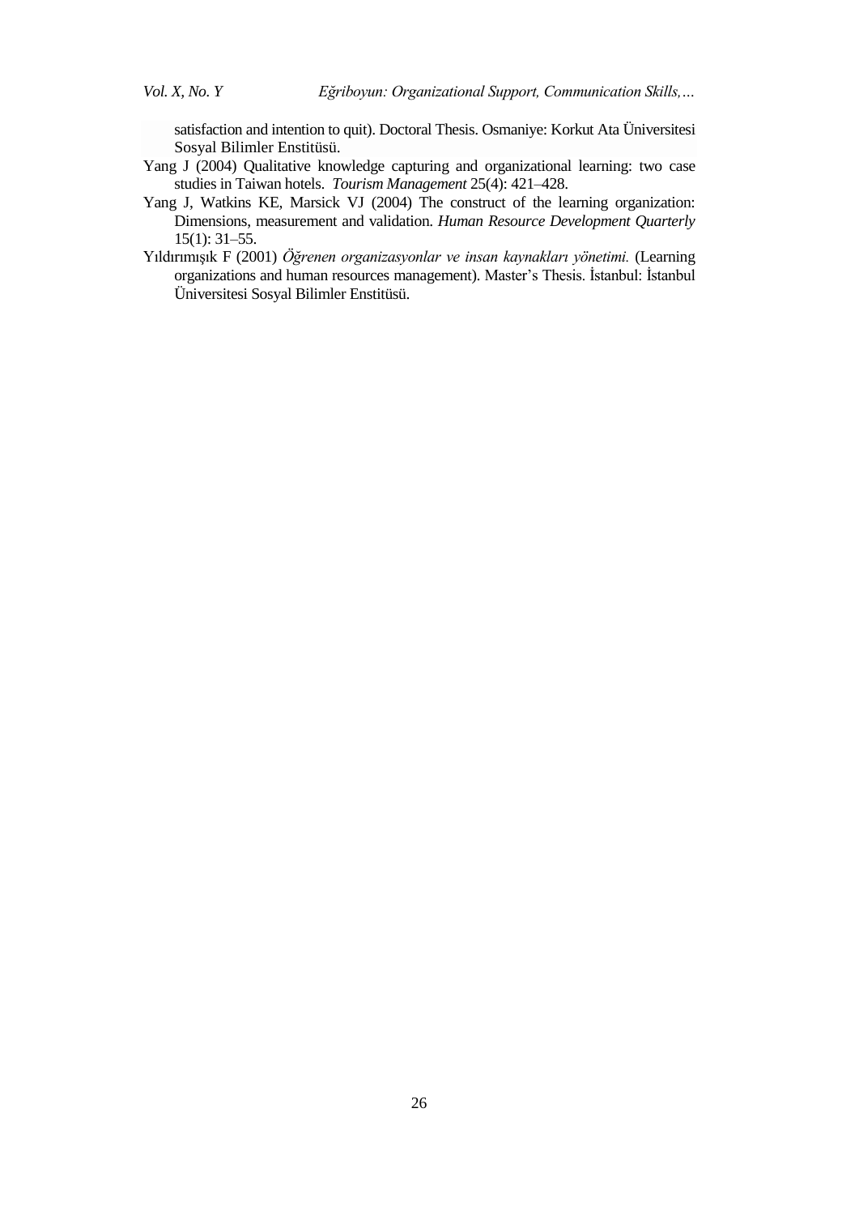satisfaction and intention to quit). Doctoral Thesis. Osmaniye: Korkut Ata Üniversitesi Sosyal Bilimler Enstitüsü.

Yang J (2004) Qualitative knowledge capturing and organizational learning: two case studies in Taiwan hotels. *Tourism Management* 25(4): 421–428.

Yang J, Watkins KE, Marsick VJ (2004) The construct of the learning organization: Dimensions, measurement and validation. *Human Resource Development Quarterly* 15(1): 31–55.

Yıldırımışık F (2001) *Öğrenen organizasyonlar ve insan kaynakları yönetimi.* (Learning organizations and human resources management). Master's Thesis. İstanbul: İstanbul Üniversitesi Sosyal Bilimler Enstitüsü.